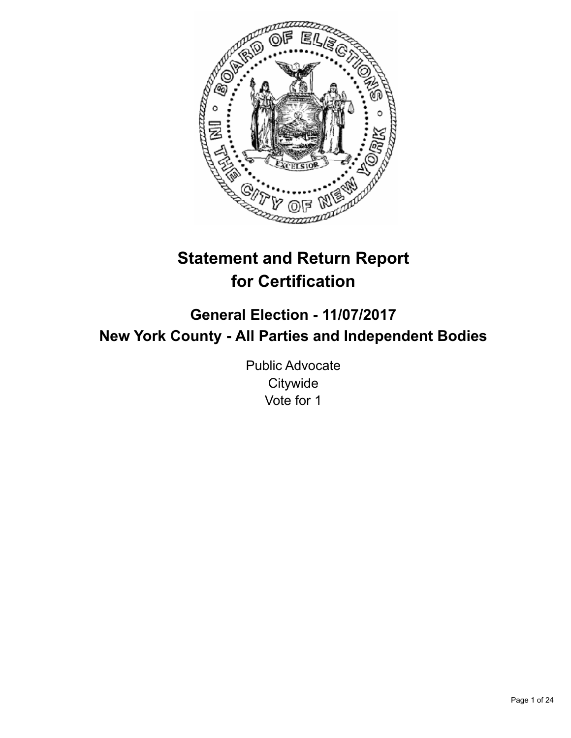# Statement and Return Report for Certification

## General Election - 11/07/2017
## New York County - All Parties and Independent Bodies

Public Advocate
Citywide
Vote for 1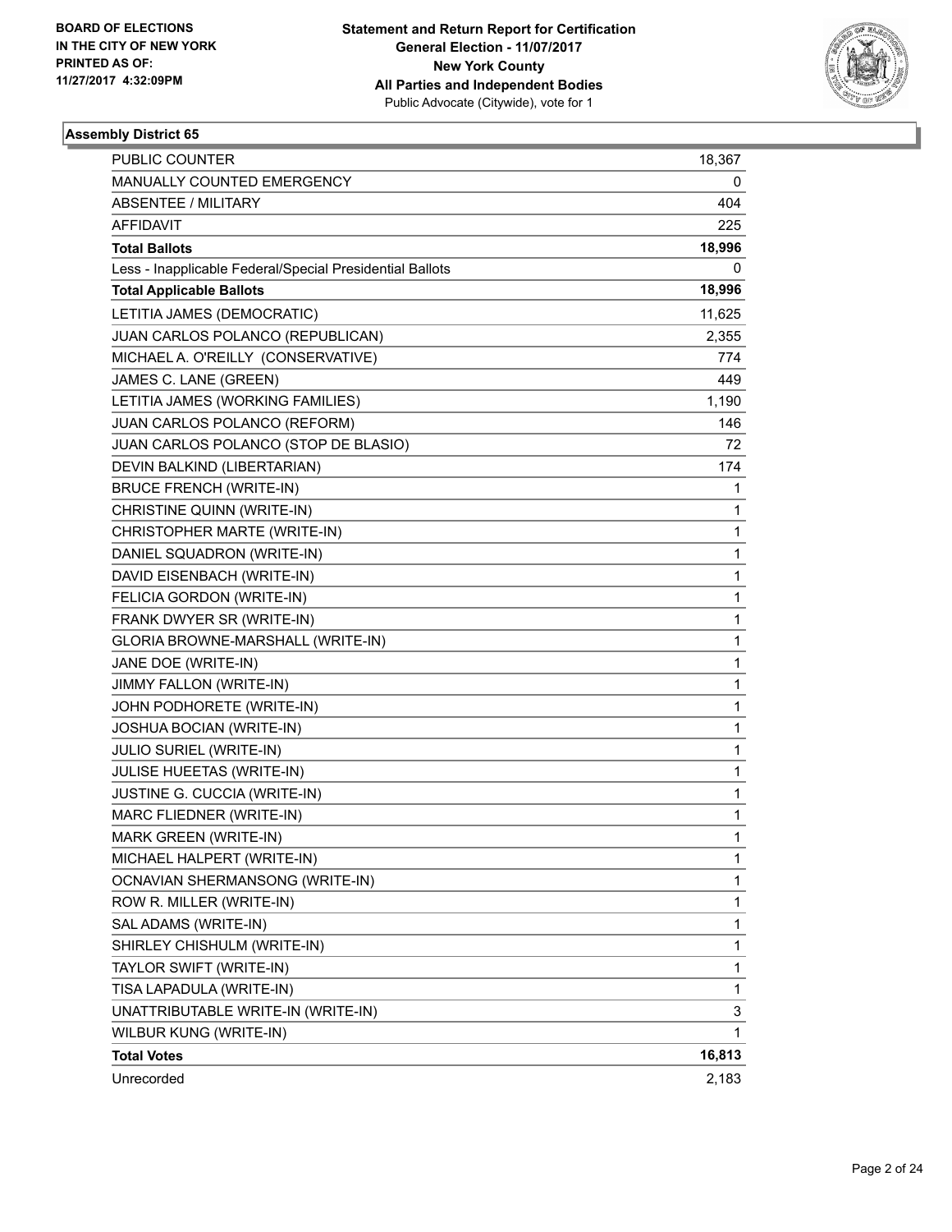**BOARD OF ELECTIONS IN THE CITY OF NEW YORK PRINTED AS OF: 11/27/2017 4:32:09PM**

**Statement and Return Report for Certification**
**General Election - 11/07/2017**
**New York County**
**All Parties and Independent Bodies**
Public Advocate (Citywide), vote for 1

## Assembly District 65

| | |
|---|---|
| PUBLIC COUNTER | 18,367 |
| MANUALLY COUNTED EMERGENCY | 0 |
| ABSENTEE / MILITARY | 404 |
| AFFIDAVIT | 225 |
| **Total Ballots** | **18,996** |
| Less - Inapplicable Federal/Special Presidential Ballots | 0 |
| **Total Applicable Ballots** | **18,996** |
| LETITIA JAMES (DEMOCRATIC) | 11,625 |
| JUAN CARLOS POLANCO (REPUBLICAN) | 2,355 |
| MICHAEL A. O'REILLY (CONSERVATIVE) | 774 |
| JAMES C. LANE (GREEN) | 449 |
| LETITIA JAMES (WORKING FAMILIES) | 1,190 |
| JUAN CARLOS POLANCO (REFORM) | 146 |
| JUAN CARLOS POLANCO (STOP DE BLASIO) | 72 |
| DEVIN BALKIND (LIBERTARIAN) | 174 |
| BRUCE FRENCH (WRITE-IN) | 1 |
| CHRISTINE QUINN (WRITE-IN) | 1 |
| CHRISTOPHER MARTE (WRITE-IN) | 1 |
| DANIEL SQUADRON (WRITE-IN) | 1 |
| DAVID EISENBACH (WRITE-IN) | 1 |
| FELICIA GORDON (WRITE-IN) | 1 |
| FRANK DWYER SR (WRITE-IN) | 1 |
| GLORIA BROWNE-MARSHALL (WRITE-IN) | 1 |
| JANE DOE (WRITE-IN) | 1 |
| JIMMY FALLON (WRITE-IN) | 1 |
| JOHN PODHORETE (WRITE-IN) | 1 |
| JOSHUA BOCIAN (WRITE-IN) | 1 |
| JULIO SURIEL (WRITE-IN) | 1 |
| JULISE HUEETAS (WRITE-IN) | 1 |
| JUSTINE G. CUCCIA (WRITE-IN) | 1 |
| MARC FLIEDNER (WRITE-IN) | 1 |
| MARK GREEN (WRITE-IN) | 1 |
| MICHAEL HALPERT (WRITE-IN) | 1 |
| OCNAVIAN SHERMANSONG (WRITE-IN) | 1 |
| ROW R. MILLER (WRITE-IN) | 1 |
| SAL ADAMS (WRITE-IN) | 1 |
| SHIRLEY CHISHULM (WRITE-IN) | 1 |
| TAYLOR SWIFT (WRITE-IN) | 1 |
| TISA LAPADULA (WRITE-IN) | 1 |
| UNATTRIBUTABLE WRITE-IN (WRITE-IN) | 3 |
| WILBUR KUNG (WRITE-IN) | 1 |
| **Total Votes** | **16,813** |
| Unrecorded | 2,183 |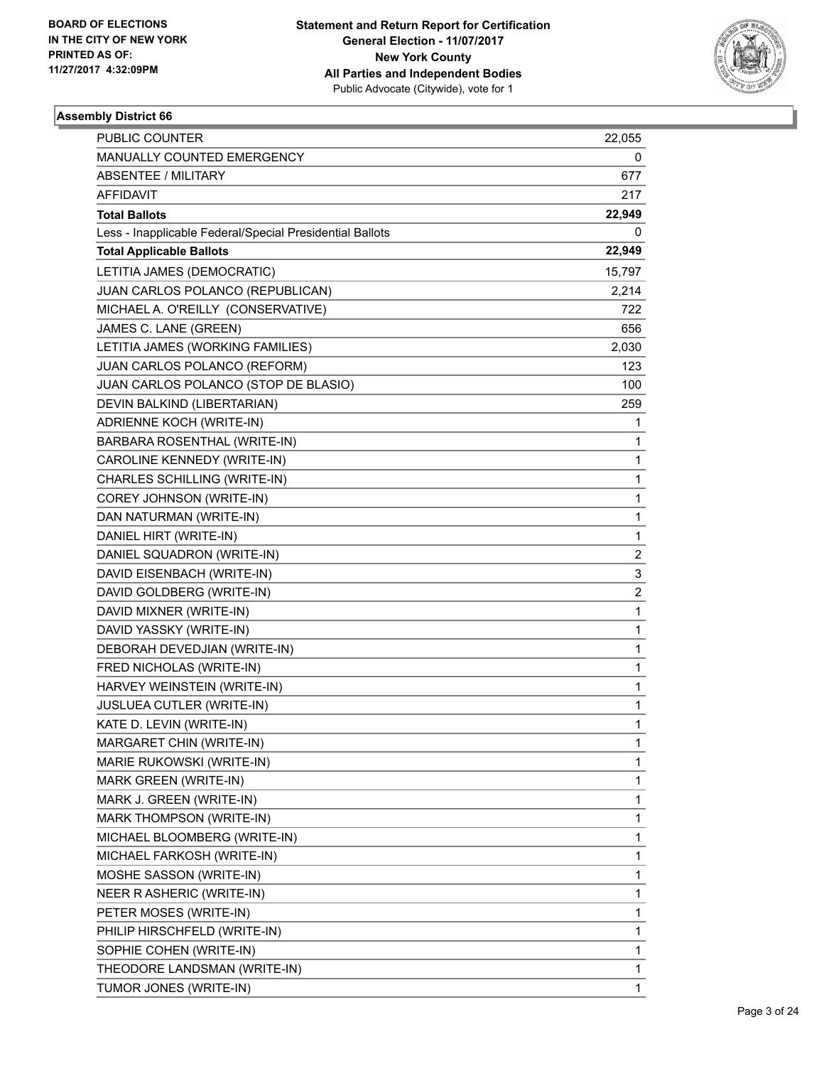BOARD OF ELECTIONS
IN THE CITY OF NEW YORK
PRINTED AS OF:
11/27/2017 4:32:09PM

**Statement and Return Report for Certification**
**General Election - 11/07/2017**
**New York County**
**All Parties and Independent Bodies**
Public Advocate (Citywide), vote for 1

**Assembly District 66**

| | |
|---|---|
| PUBLIC COUNTER | 22,055 |
| MANUALLY COUNTED EMERGENCY | 0 |
| ABSENTEE / MILITARY | 677 |
| AFFIDAVIT | 217 |
| **Total Ballots** | **22,949** |
| Less - Inapplicable Federal/Special Presidential Ballots | 0 |
| **Total Applicable Ballots** | **22,949** |
| LETITIA JAMES (DEMOCRATIC) | 15,797 |
| JUAN CARLOS POLANCO (REPUBLICAN) | 2,214 |
| MICHAEL A. O'REILLY (CONSERVATIVE) | 722 |
| JAMES C. LANE (GREEN) | 656 |
| LETITIA JAMES (WORKING FAMILIES) | 2,030 |
| JUAN CARLOS POLANCO (REFORM) | 123 |
| JUAN CARLOS POLANCO (STOP DE BLASIO) | 100 |
| DEVIN BALKIND (LIBERTARIAN) | 259 |
| ADRIENNE KOCH (WRITE-IN) | 1 |
| BARBARA ROSENTHAL (WRITE-IN) | 1 |
| CAROLINE KENNEDY (WRITE-IN) | 1 |
| CHARLES SCHILLING (WRITE-IN) | 1 |
| COREY JOHNSON (WRITE-IN) | 1 |
| DAN NATURMAN (WRITE-IN) | 1 |
| DANIEL HIRT (WRITE-IN) | 1 |
| DANIEL SQUADRON (WRITE-IN) | 2 |
| DAVID EISENBACH (WRITE-IN) | 3 |
| DAVID GOLDBERG (WRITE-IN) | 2 |
| DAVID MIXNER (WRITE-IN) | 1 |
| DAVID YASSKY (WRITE-IN) | 1 |
| DEBORAH DEVEDJIAN (WRITE-IN) | 1 |
| FRED NICHOLAS (WRITE-IN) | 1 |
| HARVEY WEINSTEIN (WRITE-IN) | 1 |
| JUSLUEA CUTLER (WRITE-IN) | 1 |
| KATE D. LEVIN (WRITE-IN) | 1 |
| MARGARET CHIN (WRITE-IN) | 1 |
| MARIE RUKOWSKI (WRITE-IN) | 1 |
| MARK GREEN (WRITE-IN) | 1 |
| MARK J. GREEN (WRITE-IN) | 1 |
| MARK THOMPSON (WRITE-IN) | 1 |
| MICHAEL BLOOMBERG (WRITE-IN) | 1 |
| MICHAEL FARKOSH (WRITE-IN) | 1 |
| MOSHE SASSON (WRITE-IN) | 1 |
| NEER R ASHERIC (WRITE-IN) | 1 |
| PETER MOSES (WRITE-IN) | 1 |
| PHILIP HIRSCHFELD (WRITE-IN) | 1 |
| SOPHIE COHEN (WRITE-IN) | 1 |
| THEODORE LANDSMAN (WRITE-IN) | 1 |
| TUMOR JONES (WRITE-IN) | 1 |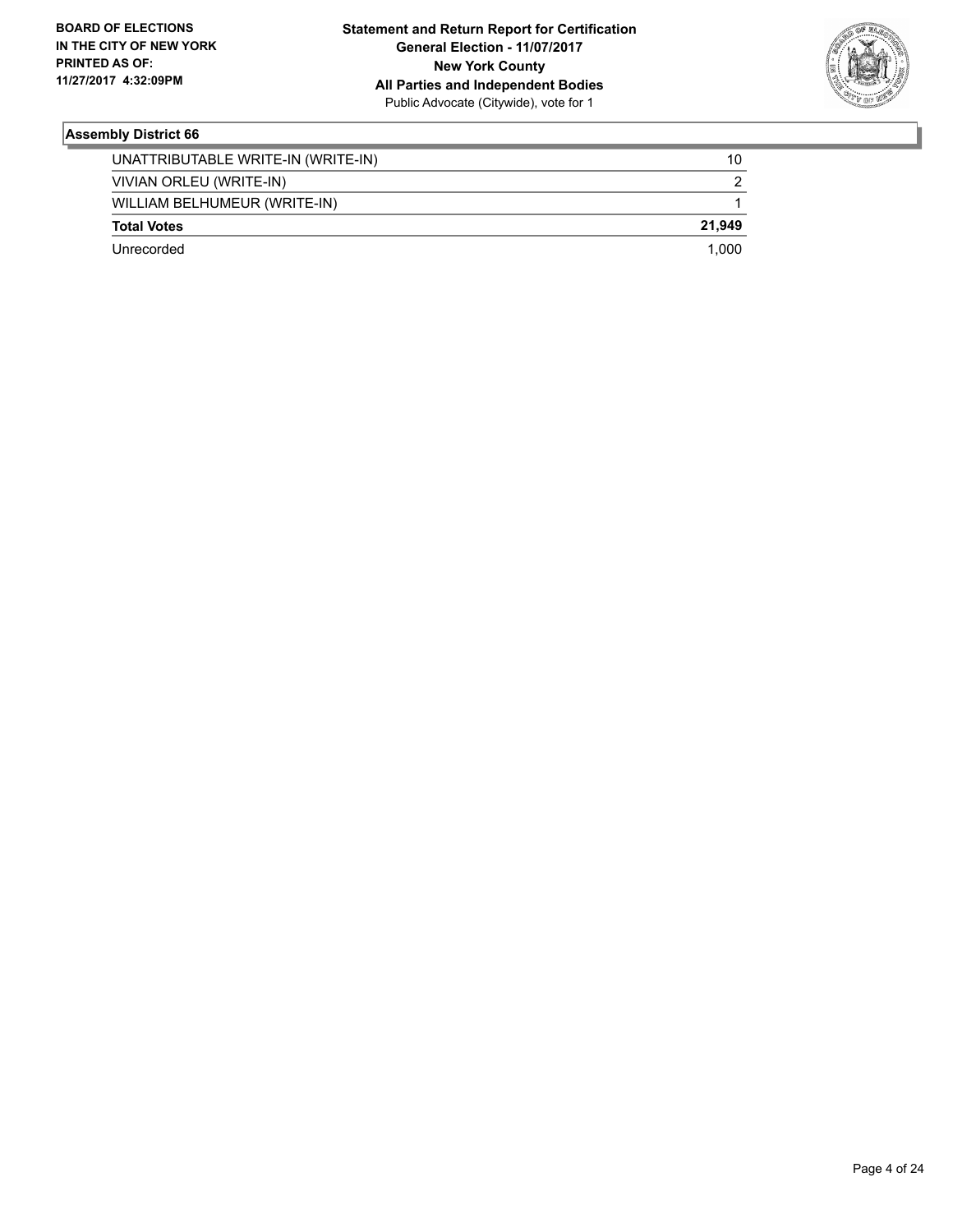## Assembly District 66

| | |
|---|---|
| UNATTRIBUTABLE WRITE-IN (WRITE-IN) | 10 |
| VIVIAN ORLEU (WRITE-IN) | 2 |
| WILLIAM BELHUMEUR (WRITE-IN) | 1 |
| **Total Votes** | **21,949** |
| Unrecorded | 1,000 |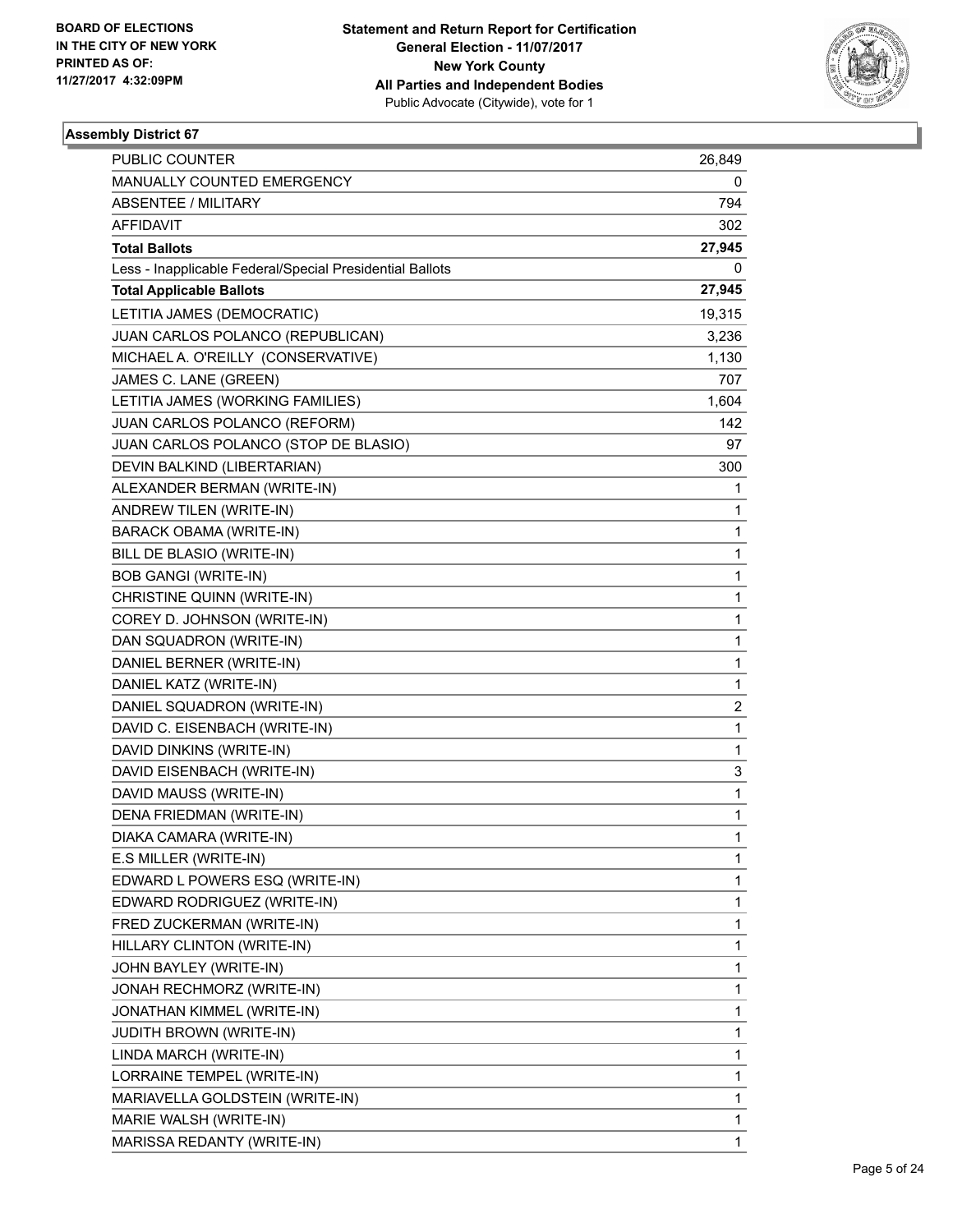BOARD OF ELECTIONS
IN THE CITY OF NEW YORK
PRINTED AS OF:
11/27/2017 4:32:09PM

**Statement and Return Report for Certification**
**General Election - 11/07/2017**
**New York County**
**All Parties and Independent Bodies**
Public Advocate (Citywide), vote for 1

### Assembly District 67

| | |
|---|---|
| PUBLIC COUNTER | 26,849 |
| MANUALLY COUNTED EMERGENCY | 0 |
| ABSENTEE / MILITARY | 794 |
| AFFIDAVIT | 302 |
| **Total Ballots** | **27,945** |
| Less - Inapplicable Federal/Special Presidential Ballots | 0 |
| **Total Applicable Ballots** | **27,945** |
| LETITIA JAMES (DEMOCRATIC) | 19,315 |
| JUAN CARLOS POLANCO (REPUBLICAN) | 3,236 |
| MICHAEL A. O'REILLY (CONSERVATIVE) | 1,130 |
| JAMES C. LANE (GREEN) | 707 |
| LETITIA JAMES (WORKING FAMILIES) | 1,604 |
| JUAN CARLOS POLANCO (REFORM) | 142 |
| JUAN CARLOS POLANCO (STOP DE BLASIO) | 97 |
| DEVIN BALKIND (LIBERTARIAN) | 300 |
| ALEXANDER BERMAN (WRITE-IN) | 1 |
| ANDREW TILEN (WRITE-IN) | 1 |
| BARACK OBAMA (WRITE-IN) | 1 |
| BILL DE BLASIO (WRITE-IN) | 1 |
| BOB GANGI (WRITE-IN) | 1 |
| CHRISTINE QUINN (WRITE-IN) | 1 |
| COREY D. JOHNSON (WRITE-IN) | 1 |
| DAN SQUADRON (WRITE-IN) | 1 |
| DANIEL BERNER (WRITE-IN) | 1 |
| DANIEL KATZ (WRITE-IN) | 1 |
| DANIEL SQUADRON (WRITE-IN) | 2 |
| DAVID C. EISENBACH (WRITE-IN) | 1 |
| DAVID DINKINS (WRITE-IN) | 1 |
| DAVID EISENBACH (WRITE-IN) | 3 |
| DAVID MAUSS (WRITE-IN) | 1 |
| DENA FRIEDMAN (WRITE-IN) | 1 |
| DIAKA CAMARA (WRITE-IN) | 1 |
| E.S MILLER (WRITE-IN) | 1 |
| EDWARD L POWERS ESQ (WRITE-IN) | 1 |
| EDWARD RODRIGUEZ (WRITE-IN) | 1 |
| FRED ZUCKERMAN (WRITE-IN) | 1 |
| HILLARY CLINTON (WRITE-IN) | 1 |
| JOHN BAYLEY (WRITE-IN) | 1 |
| JONAH RECHMORZ (WRITE-IN) | 1 |
| JONATHAN KIMMEL (WRITE-IN) | 1 |
| JUDITH BROWN (WRITE-IN) | 1 |
| LINDA MARCH (WRITE-IN) | 1 |
| LORRAINE TEMPEL (WRITE-IN) | 1 |
| MARIAVELLA GOLDSTEIN (WRITE-IN) | 1 |
| MARIE WALSH (WRITE-IN) | 1 |
| MARISSA REDANTY (WRITE-IN) | 1 |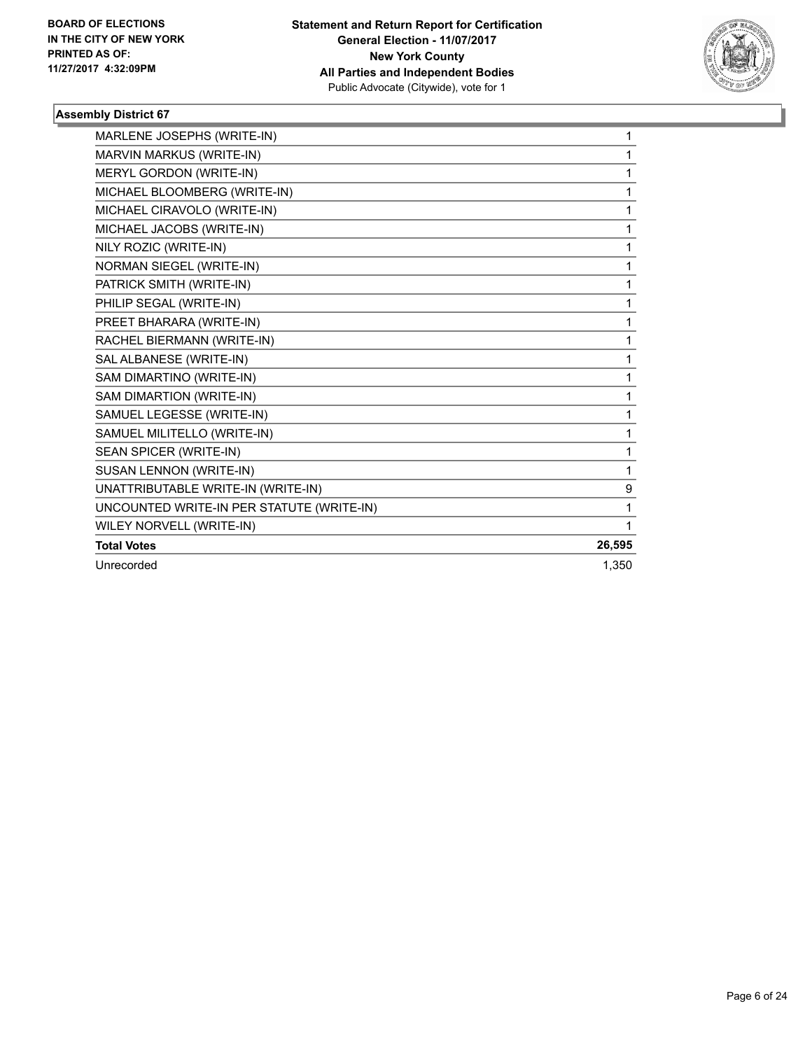**BOARD OF ELECTIONS IN THE CITY OF NEW YORK PRINTED AS OF: 11/27/2017 4:32:09PM**

**Statement and Return Report for Certification**
**General Election - 11/07/2017**
**New York County**
**All Parties and Independent Bodies**
Public Advocate (Citywide), vote for 1

### Assembly District 67

| | |
|---|---|
| MARLENE JOSEPHS (WRITE-IN) | 1 |
| MARVIN MARKUS (WRITE-IN) | 1 |
| MERYL GORDON (WRITE-IN) | 1 |
| MICHAEL BLOOMBERG (WRITE-IN) | 1 |
| MICHAEL CIRAVOLO (WRITE-IN) | 1 |
| MICHAEL JACOBS (WRITE-IN) | 1 |
| NILY ROZIC (WRITE-IN) | 1 |
| NORMAN SIEGEL (WRITE-IN) | 1 |
| PATRICK SMITH (WRITE-IN) | 1 |
| PHILIP SEGAL (WRITE-IN) | 1 |
| PREET BHARARA (WRITE-IN) | 1 |
| RACHEL BIERMANN (WRITE-IN) | 1 |
| SAL ALBANESE (WRITE-IN) | 1 |
| SAM DIMARTINO (WRITE-IN) | 1 |
| SAM DIMARTION (WRITE-IN) | 1 |
| SAMUEL LEGESSE (WRITE-IN) | 1 |
| SAMUEL MILITELLO (WRITE-IN) | 1 |
| SEAN SPICER (WRITE-IN) | 1 |
| SUSAN LENNON (WRITE-IN) | 1 |
| UNATTRIBUTABLE WRITE-IN (WRITE-IN) | 9 |
| UNCOUNTED WRITE-IN PER STATUTE (WRITE-IN) | 1 |
| WILEY NORVELL (WRITE-IN) | 1 |
| **Total Votes** | **26,595** |
| Unrecorded | 1,350 |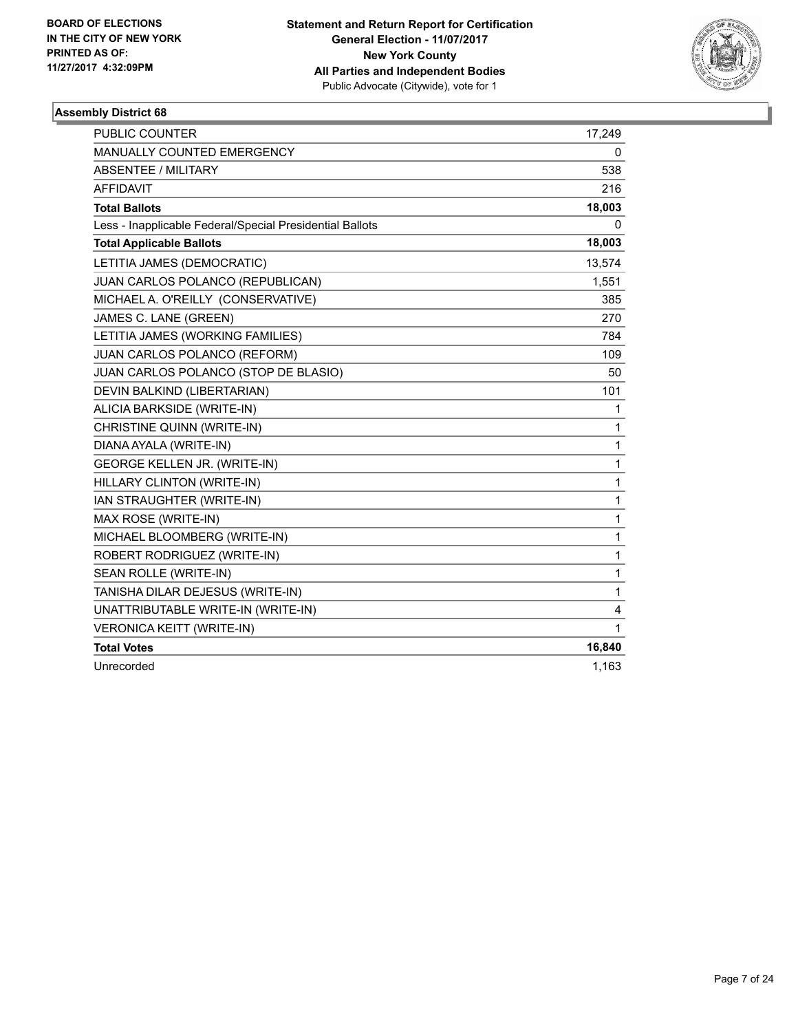**BOARD OF ELECTIONS IN THE CITY OF NEW YORK PRINTED AS OF: 11/27/2017 4:32:09PM**

**Statement and Return Report for Certification**
**General Election - 11/07/2017**
**New York County**
**All Parties and Independent Bodies**
Public Advocate (Citywide), vote for 1

### Assembly District 68

| | |
|---|---|
| PUBLIC COUNTER | 17,249 |
| MANUALLY COUNTED EMERGENCY | 0 |
| ABSENTEE / MILITARY | 538 |
| AFFIDAVIT | 216 |
| **Total Ballots** | **18,003** |
| Less - Inapplicable Federal/Special Presidential Ballots | 0 |
| **Total Applicable Ballots** | **18,003** |
| LETITIA JAMES (DEMOCRATIC) | 13,574 |
| JUAN CARLOS POLANCO (REPUBLICAN) | 1,551 |
| MICHAEL A. O'REILLY (CONSERVATIVE) | 385 |
| JAMES C. LANE (GREEN) | 270 |
| LETITIA JAMES (WORKING FAMILIES) | 784 |
| JUAN CARLOS POLANCO (REFORM) | 109 |
| JUAN CARLOS POLANCO (STOP DE BLASIO) | 50 |
| DEVIN BALKIND (LIBERTARIAN) | 101 |
| ALICIA BARKSIDE (WRITE-IN) | 1 |
| CHRISTINE QUINN (WRITE-IN) | 1 |
| DIANA AYALA (WRITE-IN) | 1 |
| GEORGE KELLEN JR. (WRITE-IN) | 1 |
| HILLARY CLINTON (WRITE-IN) | 1 |
| IAN STRAUGHTER (WRITE-IN) | 1 |
| MAX ROSE (WRITE-IN) | 1 |
| MICHAEL BLOOMBERG (WRITE-IN) | 1 |
| ROBERT RODRIGUEZ (WRITE-IN) | 1 |
| SEAN ROLLE (WRITE-IN) | 1 |
| TANISHA DILAR DEJESUS (WRITE-IN) | 1 |
| UNATTRIBUTABLE WRITE-IN (WRITE-IN) | 4 |
| VERONICA KEITT (WRITE-IN) | 1 |
| **Total Votes** | **16,840** |
| Unrecorded | 1,163 |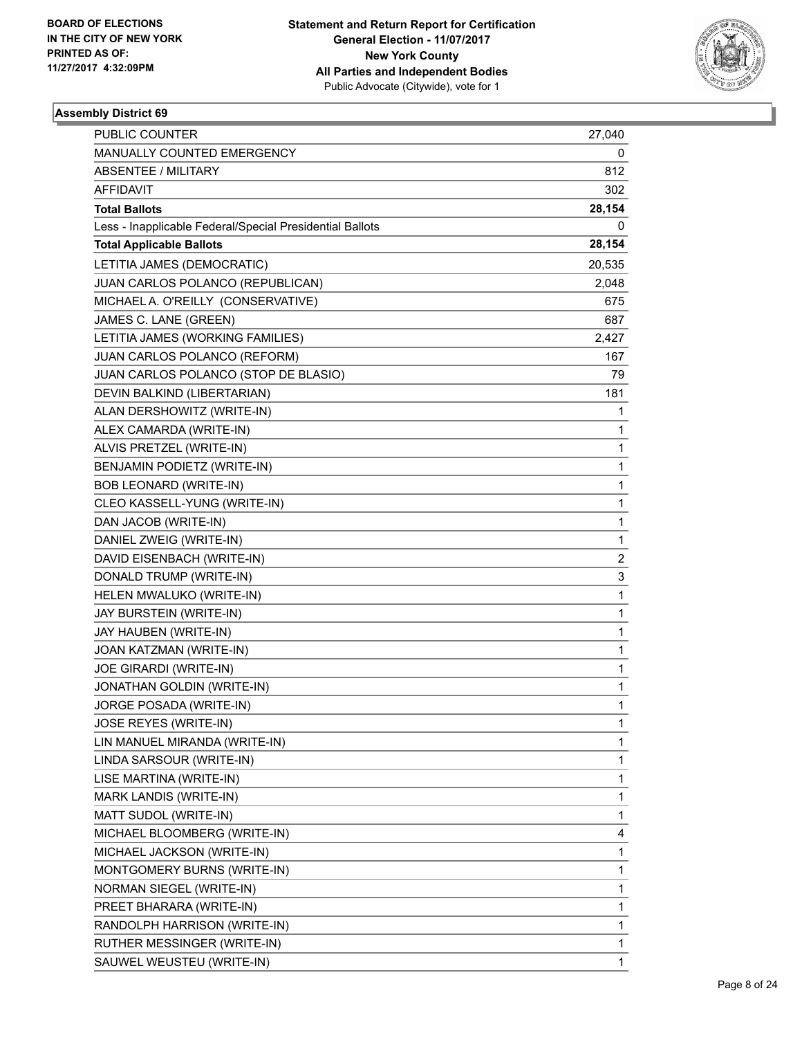**BOARD OF ELECTIONS IN THE CITY OF NEW YORK**
**PRINTED AS OF: 11/27/2017 4:32:09PM**

**Statement and Return Report for Certification**
**General Election - 11/07/2017**
**New York County**
**All Parties and Independent Bodies**
Public Advocate (Citywide), vote for 1

### Assembly District 69

| | |
|---|---|
| PUBLIC COUNTER | 27,040 |
| MANUALLY COUNTED EMERGENCY | 0 |
| ABSENTEE / MILITARY | 812 |
| AFFIDAVIT | 302 |
| **Total Ballots** | **28,154** |
| Less - Inapplicable Federal/Special Presidential Ballots | 0 |
| **Total Applicable Ballots** | **28,154** |
| LETITIA JAMES (DEMOCRATIC) | 20,535 |
| JUAN CARLOS POLANCO (REPUBLICAN) | 2,048 |
| MICHAEL A. O'REILLY (CONSERVATIVE) | 675 |
| JAMES C. LANE (GREEN) | 687 |
| LETITIA JAMES (WORKING FAMILIES) | 2,427 |
| JUAN CARLOS POLANCO (REFORM) | 167 |
| JUAN CARLOS POLANCO (STOP DE BLASIO) | 79 |
| DEVIN BALKIND (LIBERTARIAN) | 181 |
| ALAN DERSHOWITZ (WRITE-IN) | 1 |
| ALEX CAMARDA (WRITE-IN) | 1 |
| ALVIS PRETZEL (WRITE-IN) | 1 |
| BENJAMIN PODIETZ (WRITE-IN) | 1 |
| BOB LEONARD (WRITE-IN) | 1 |
| CLEO KASSELL-YUNG (WRITE-IN) | 1 |
| DAN JACOB (WRITE-IN) | 1 |
| DANIEL ZWEIG (WRITE-IN) | 1 |
| DAVID EISENBACH (WRITE-IN) | 2 |
| DONALD TRUMP (WRITE-IN) | 3 |
| HELEN MWALUKO (WRITE-IN) | 1 |
| JAY BURSTEIN (WRITE-IN) | 1 |
| JAY HAUBEN (WRITE-IN) | 1 |
| JOAN KATZMAN (WRITE-IN) | 1 |
| JOE GIRARDI (WRITE-IN) | 1 |
| JONATHAN GOLDIN (WRITE-IN) | 1 |
| JORGE POSADA (WRITE-IN) | 1 |
| JOSE REYES (WRITE-IN) | 1 |
| LIN MANUEL MIRANDA (WRITE-IN) | 1 |
| LINDA SARSOUR (WRITE-IN) | 1 |
| LISE MARTINA (WRITE-IN) | 1 |
| MARK LANDIS (WRITE-IN) | 1 |
| MATT SUDOL (WRITE-IN) | 1 |
| MICHAEL BLOOMBERG (WRITE-IN) | 4 |
| MICHAEL JACKSON (WRITE-IN) | 1 |
| MONTGOMERY BURNS (WRITE-IN) | 1 |
| NORMAN SIEGEL (WRITE-IN) | 1 |
| PREET BHARARA (WRITE-IN) | 1 |
| RANDOLPH HARRISON (WRITE-IN) | 1 |
| RUTHER MESSINGER (WRITE-IN) | 1 |
| SAUWEL WEUSTEU (WRITE-IN) | 1 |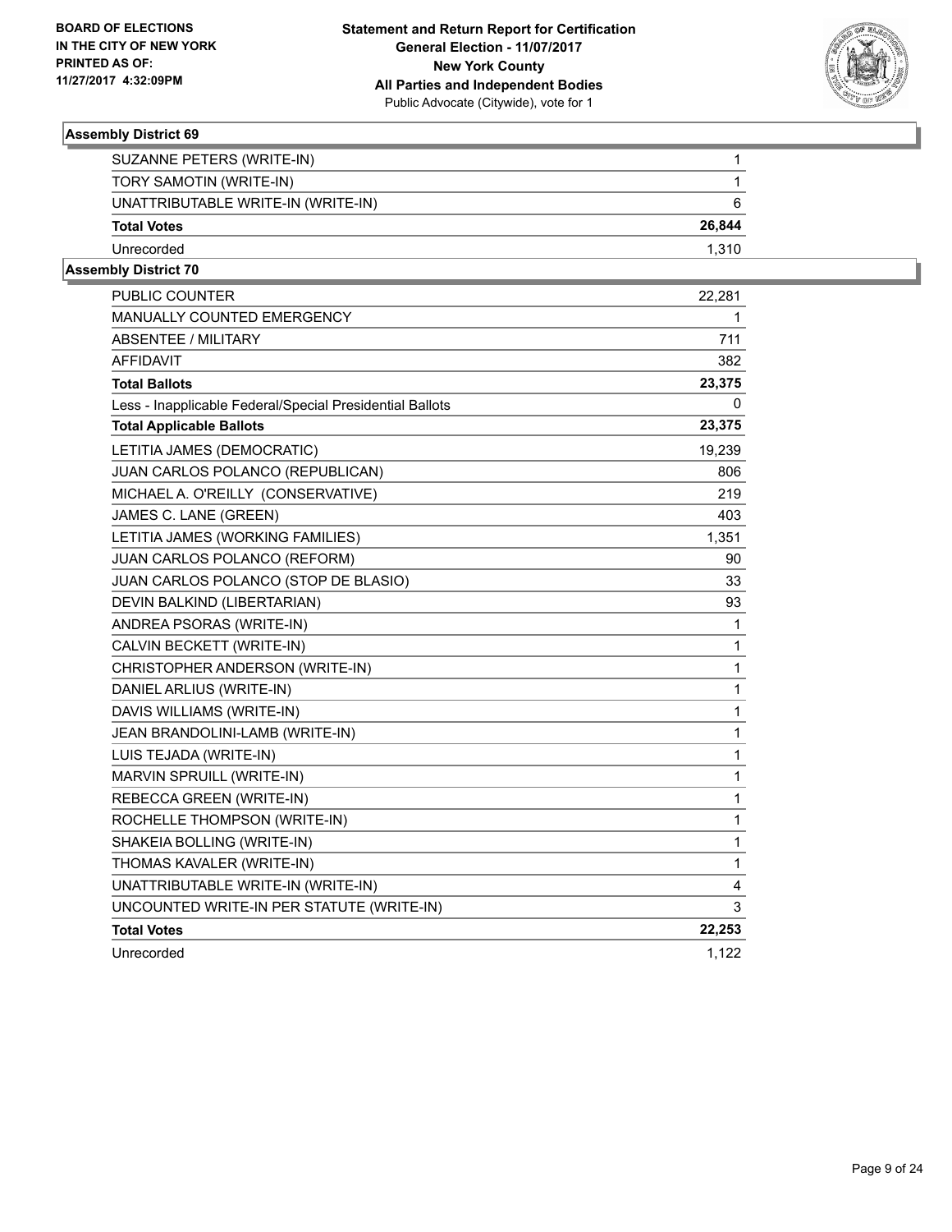BOARD OF ELECTIONS
IN THE CITY OF NEW YORK
PRINTED AS OF:
11/27/2017 4:32:09PM

**Statement and Return Report for Certification**
**General Election - 11/07/2017**
**New York County**
**All Parties and Independent Bodies**
Public Advocate (Citywide), vote for 1

### Assembly District 69

| | |
|---|---|
| SUZANNE PETERS (WRITE-IN) | 1 |
| TORY SAMOTIN (WRITE-IN) | 1 |
| UNATTRIBUTABLE WRITE-IN (WRITE-IN) | 6 |
| **Total Votes** | **26,844** |
| Unrecorded | 1,310 |

### Assembly District 70

| | |
|---|---|
| PUBLIC COUNTER | 22,281 |
| MANUALLY COUNTED EMERGENCY | 1 |
| ABSENTEE / MILITARY | 711 |
| AFFIDAVIT | 382 |
| **Total Ballots** | **23,375** |
| Less - Inapplicable Federal/Special Presidential Ballots | 0 |
| **Total Applicable Ballots** | **23,375** |
| LETITIA JAMES (DEMOCRATIC) | 19,239 |
| JUAN CARLOS POLANCO (REPUBLICAN) | 806 |
| MICHAEL A. O'REILLY (CONSERVATIVE) | 219 |
| JAMES C. LANE (GREEN) | 403 |
| LETITIA JAMES (WORKING FAMILIES) | 1,351 |
| JUAN CARLOS POLANCO (REFORM) | 90 |
| JUAN CARLOS POLANCO (STOP DE BLASIO) | 33 |
| DEVIN BALKIND (LIBERTARIAN) | 93 |
| ANDREA PSORAS (WRITE-IN) | 1 |
| CALVIN BECKETT (WRITE-IN) | 1 |
| CHRISTOPHER ANDERSON (WRITE-IN) | 1 |
| DANIEL ARLIUS (WRITE-IN) | 1 |
| DAVIS WILLIAMS (WRITE-IN) | 1 |
| JEAN BRANDOLINI-LAMB (WRITE-IN) | 1 |
| LUIS TEJADA (WRITE-IN) | 1 |
| MARVIN SPRUILL (WRITE-IN) | 1 |
| REBECCA GREEN (WRITE-IN) | 1 |
| ROCHELLE THOMPSON (WRITE-IN) | 1 |
| SHAKEIA BOLLING (WRITE-IN) | 1 |
| THOMAS KAVALER (WRITE-IN) | 1 |
| UNATTRIBUTABLE WRITE-IN (WRITE-IN) | 4 |
| UNCOUNTED WRITE-IN PER STATUTE (WRITE-IN) | 3 |
| **Total Votes** | **22,253** |
| Unrecorded | 1,122 |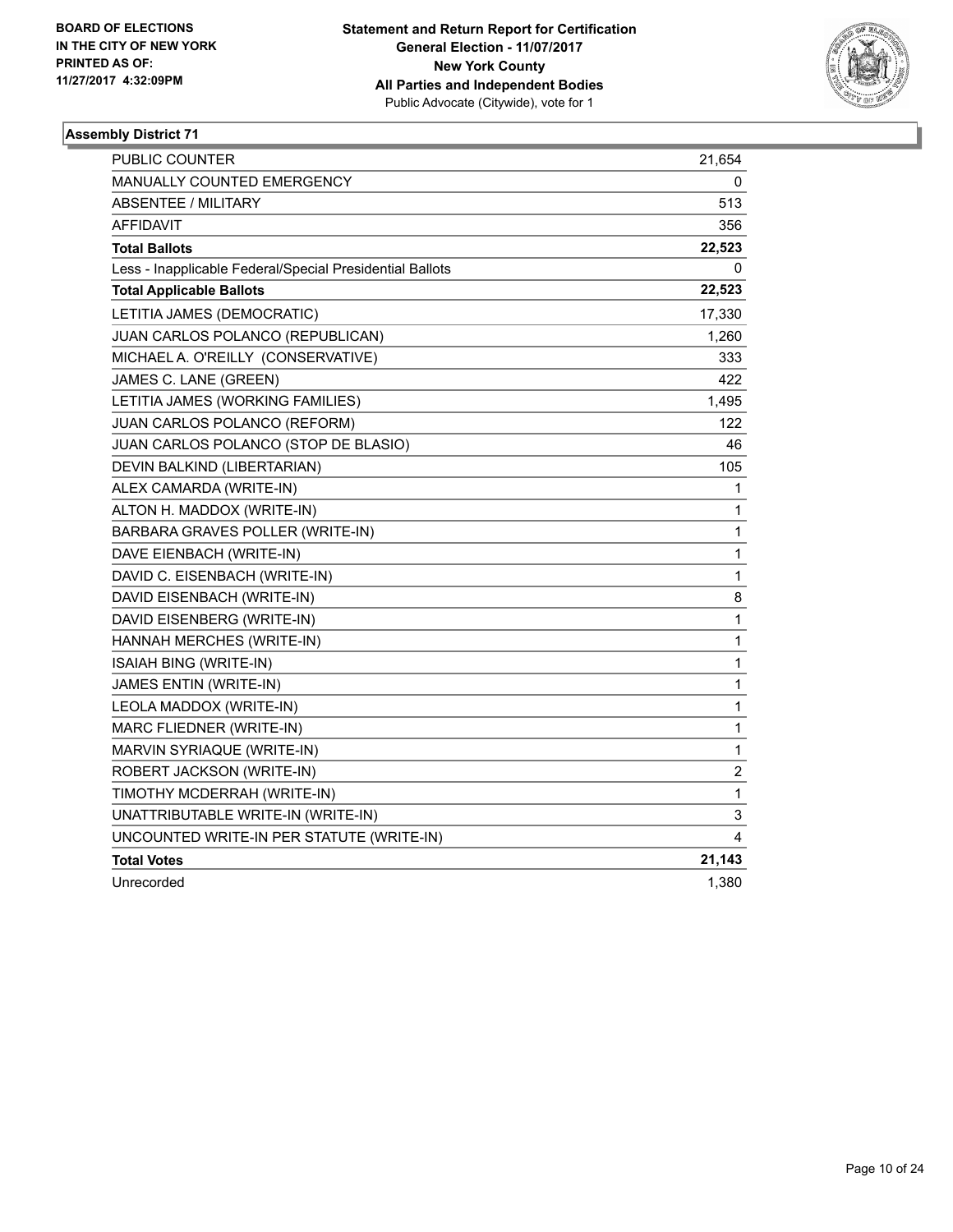**BOARD OF ELECTIONS IN THE CITY OF NEW YORK PRINTED AS OF: 11/27/2017 4:32:09PM**

**Statement and Return Report for Certification**
**General Election - 11/07/2017**
**New York County**
**All Parties and Independent Bodies**
Public Advocate (Citywide), vote for 1

### Assembly District 71

| | |
|---|---|
| PUBLIC COUNTER | 21,654 |
| MANUALLY COUNTED EMERGENCY | 0 |
| ABSENTEE / MILITARY | 513 |
| AFFIDAVIT | 356 |
| **Total Ballots** | **22,523** |
| Less - Inapplicable Federal/Special Presidential Ballots | 0 |
| **Total Applicable Ballots** | **22,523** |
| LETITIA JAMES (DEMOCRATIC) | 17,330 |
| JUAN CARLOS POLANCO (REPUBLICAN) | 1,260 |
| MICHAEL A. O'REILLY (CONSERVATIVE) | 333 |
| JAMES C. LANE (GREEN) | 422 |
| LETITIA JAMES (WORKING FAMILIES) | 1,495 |
| JUAN CARLOS POLANCO (REFORM) | 122 |
| JUAN CARLOS POLANCO (STOP DE BLASIO) | 46 |
| DEVIN BALKIND (LIBERTARIAN) | 105 |
| ALEX CAMARDA (WRITE-IN) | 1 |
| ALTON H. MADDOX (WRITE-IN) | 1 |
| BARBARA GRAVES POLLER (WRITE-IN) | 1 |
| DAVE EIENBACH (WRITE-IN) | 1 |
| DAVID C. EISENBACH (WRITE-IN) | 1 |
| DAVID EISENBACH (WRITE-IN) | 8 |
| DAVID EISENBERG (WRITE-IN) | 1 |
| HANNAH MERCHES (WRITE-IN) | 1 |
| ISAIAH BING (WRITE-IN) | 1 |
| JAMES ENTIN (WRITE-IN) | 1 |
| LEOLA MADDOX (WRITE-IN) | 1 |
| MARC FLIEDNER (WRITE-IN) | 1 |
| MARVIN SYRIAQUE (WRITE-IN) | 1 |
| ROBERT JACKSON (WRITE-IN) | 2 |
| TIMOTHY MCDERRAH (WRITE-IN) | 1 |
| UNATTRIBUTABLE WRITE-IN (WRITE-IN) | 3 |
| UNCOUNTED WRITE-IN PER STATUTE (WRITE-IN) | 4 |
| **Total Votes** | **21,143** |
| Unrecorded | 1,380 |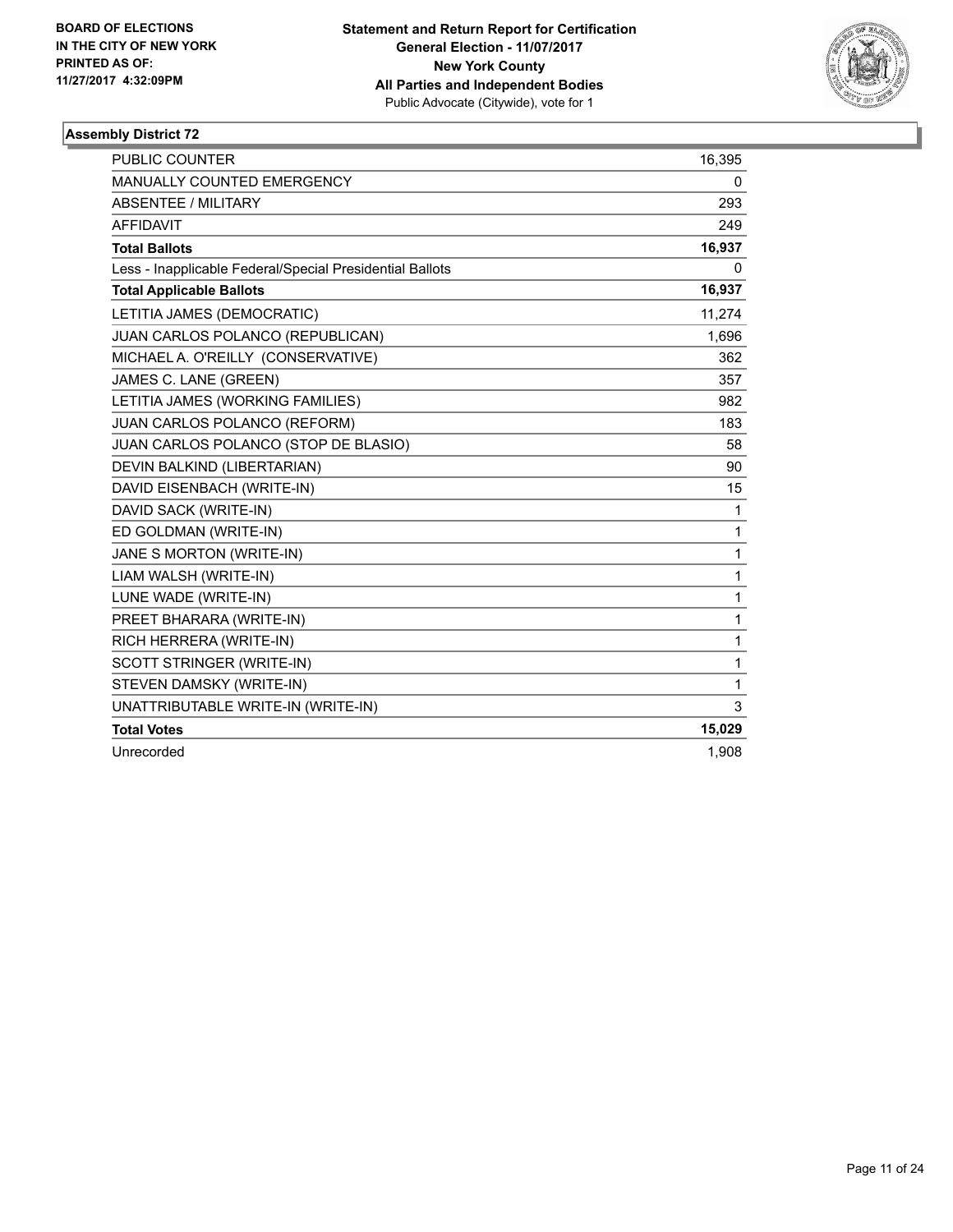BOARD OF ELECTIONS
IN THE CITY OF NEW YORK
PRINTED AS OF:
11/27/2017 4:32:09PM

**Statement and Return Report for Certification**
**General Election - 11/07/2017**
**New York County**
**All Parties and Independent Bodies**
Public Advocate (Citywide), vote for 1

## Assembly District 72

| | |
|---|---|
| PUBLIC COUNTER | 16,395 |
| MANUALLY COUNTED EMERGENCY | 0 |
| ABSENTEE / MILITARY | 293 |
| AFFIDAVIT | 249 |
| **Total Ballots** | **16,937** |
| Less - Inapplicable Federal/Special Presidential Ballots | 0 |
| **Total Applicable Ballots** | **16,937** |
| LETITIA JAMES (DEMOCRATIC) | 11,274 |
| JUAN CARLOS POLANCO (REPUBLICAN) | 1,696 |
| MICHAEL A. O'REILLY (CONSERVATIVE) | 362 |
| JAMES C. LANE (GREEN) | 357 |
| LETITIA JAMES (WORKING FAMILIES) | 982 |
| JUAN CARLOS POLANCO (REFORM) | 183 |
| JUAN CARLOS POLANCO (STOP DE BLASIO) | 58 |
| DEVIN BALKIND (LIBERTARIAN) | 90 |
| DAVID EISENBACH (WRITE-IN) | 15 |
| DAVID SACK (WRITE-IN) | 1 |
| ED GOLDMAN (WRITE-IN) | 1 |
| JANE S MORTON (WRITE-IN) | 1 |
| LIAM WALSH (WRITE-IN) | 1 |
| LUNE WADE (WRITE-IN) | 1 |
| PREET BHARARA (WRITE-IN) | 1 |
| RICH HERRERA (WRITE-IN) | 1 |
| SCOTT STRINGER (WRITE-IN) | 1 |
| STEVEN DAMSKY (WRITE-IN) | 1 |
| UNATTRIBUTABLE WRITE-IN (WRITE-IN) | 3 |
| **Total Votes** | **15,029** |
| Unrecorded | 1,908 |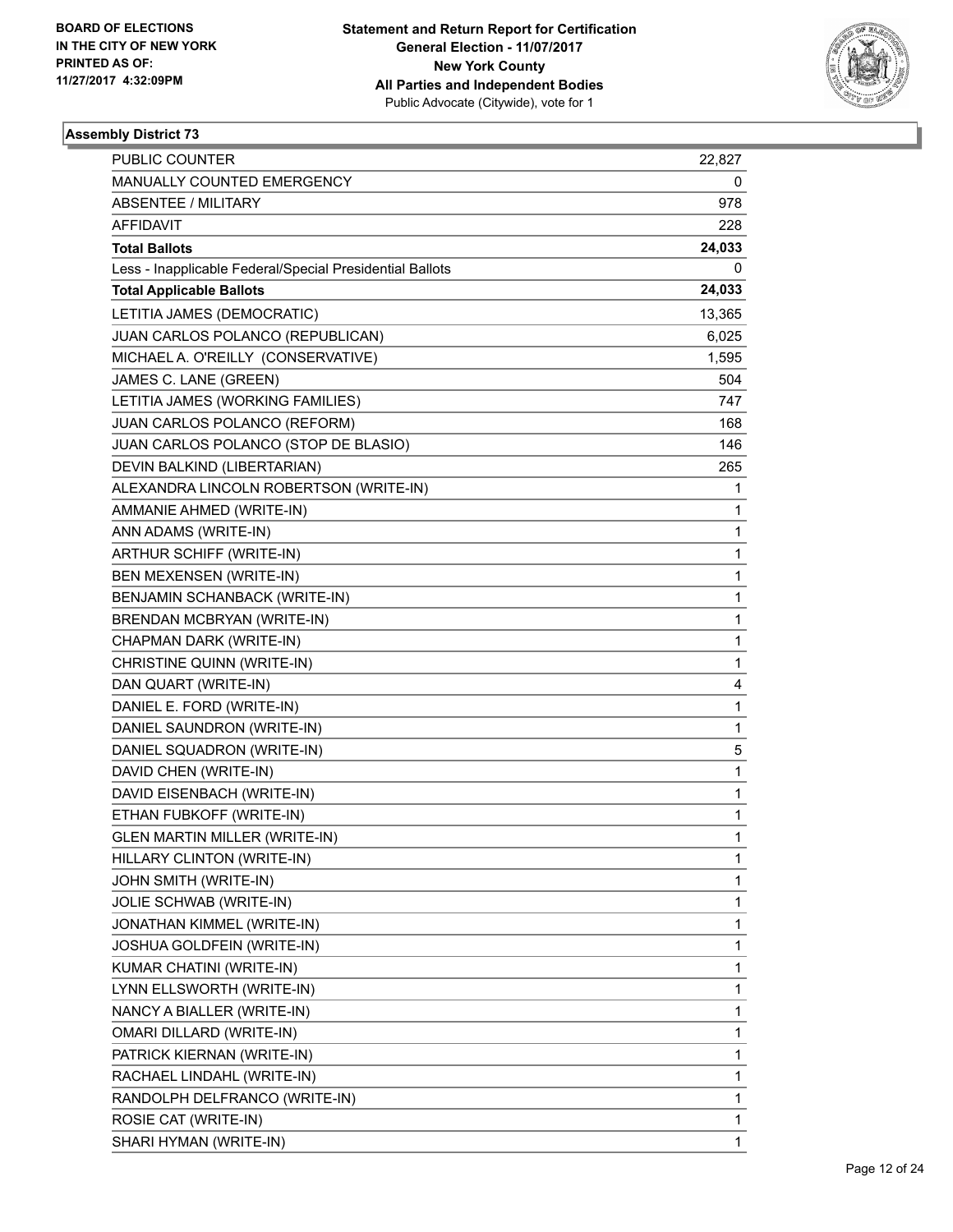**Statement and Return Report for Certification**
**General Election - 11/07/2017**
**New York County**
**All Parties and Independent Bodies**
Public Advocate (Citywide), vote for 1

BOARD OF ELECTIONS IN THE CITY OF NEW YORK
PRINTED AS OF: 11/27/2017 4:32:09PM

### Assembly District 73

| | |
|---|---|
| PUBLIC COUNTER | 22,827 |
| MANUALLY COUNTED EMERGENCY | 0 |
| ABSENTEE / MILITARY | 978 |
| AFFIDAVIT | 228 |
| **Total Ballots** | **24,033** |
| Less - Inapplicable Federal/Special Presidential Ballots | 0 |
| **Total Applicable Ballots** | **24,033** |
| LETITIA JAMES (DEMOCRATIC) | 13,365 |
| JUAN CARLOS POLANCO (REPUBLICAN) | 6,025 |
| MICHAEL A. O'REILLY (CONSERVATIVE) | 1,595 |
| JAMES C. LANE (GREEN) | 504 |
| LETITIA JAMES (WORKING FAMILIES) | 747 |
| JUAN CARLOS POLANCO (REFORM) | 168 |
| JUAN CARLOS POLANCO (STOP DE BLASIO) | 146 |
| DEVIN BALKIND (LIBERTARIAN) | 265 |
| ALEXANDRA LINCOLN ROBERTSON (WRITE-IN) | 1 |
| AMMANIE AHMED (WRITE-IN) | 1 |
| ANN ADAMS (WRITE-IN) | 1 |
| ARTHUR SCHIFF (WRITE-IN) | 1 |
| BEN MEXENSEN (WRITE-IN) | 1 |
| BENJAMIN SCHANBACK (WRITE-IN) | 1 |
| BRENDAN MCBRYAN (WRITE-IN) | 1 |
| CHAPMAN DARK (WRITE-IN) | 1 |
| CHRISTINE QUINN (WRITE-IN) | 1 |
| DAN QUART (WRITE-IN) | 4 |
| DANIEL E. FORD (WRITE-IN) | 1 |
| DANIEL SAUNDRON (WRITE-IN) | 1 |
| DANIEL SQUADRON (WRITE-IN) | 5 |
| DAVID CHEN (WRITE-IN) | 1 |
| DAVID EISENBACH (WRITE-IN) | 1 |
| ETHAN FUBKOFF (WRITE-IN) | 1 |
| GLEN MARTIN MILLER (WRITE-IN) | 1 |
| HILLARY CLINTON (WRITE-IN) | 1 |
| JOHN SMITH (WRITE-IN) | 1 |
| JOLIE SCHWAB (WRITE-IN) | 1 |
| JONATHAN KIMMEL (WRITE-IN) | 1 |
| JOSHUA GOLDFEIN (WRITE-IN) | 1 |
| KUMAR CHATINI (WRITE-IN) | 1 |
| LYNN ELLSWORTH (WRITE-IN) | 1 |
| NANCY A BIALLER (WRITE-IN) | 1 |
| OMARI DILLARD (WRITE-IN) | 1 |
| PATRICK KIERNAN (WRITE-IN) | 1 |
| RACHAEL LINDAHL (WRITE-IN) | 1 |
| RANDOLPH DELFRANCO (WRITE-IN) | 1 |
| ROSIE CAT (WRITE-IN) | 1 |
| SHARI HYMAN (WRITE-IN) | 1 |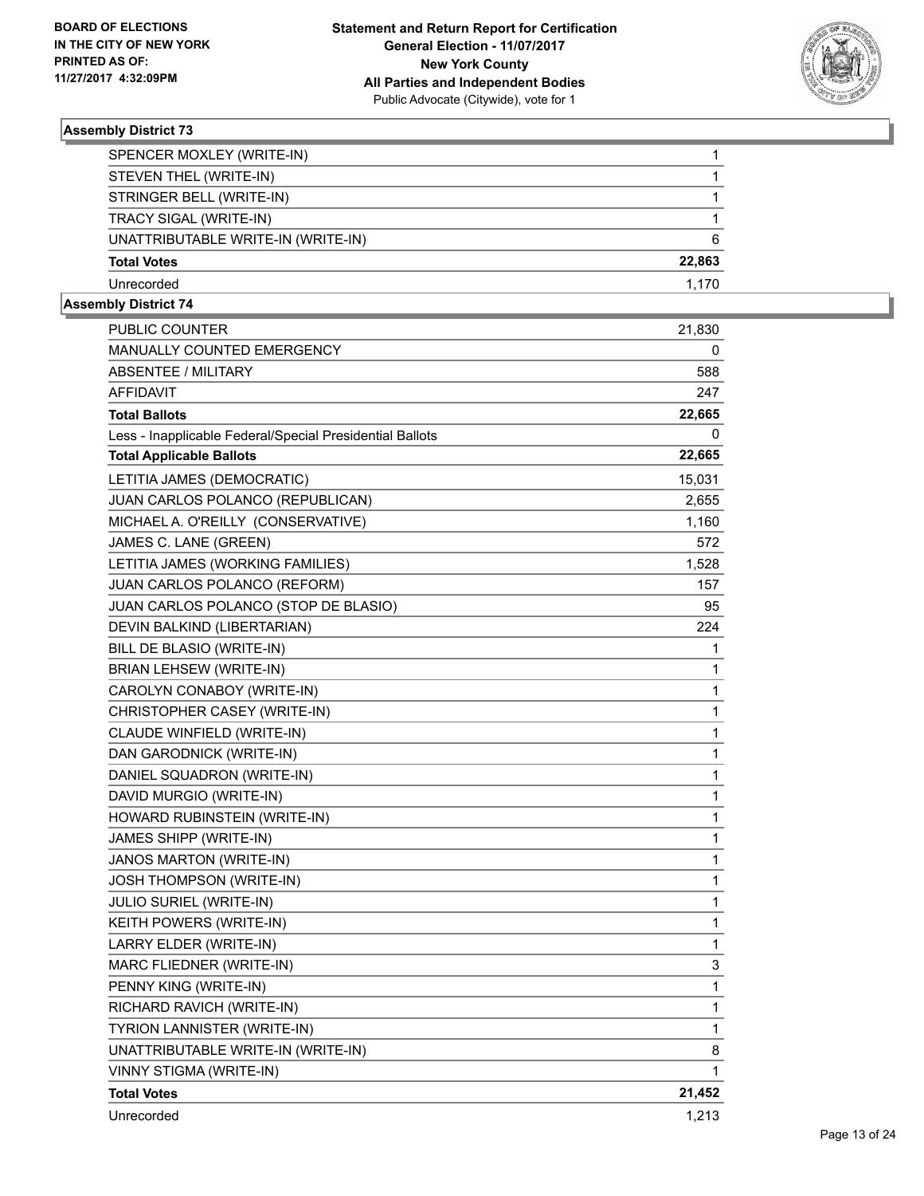**Statement and Return Report for Certification**
**General Election - 11/07/2017**
**New York County**
**All Parties and Independent Bodies**
Public Advocate (Citywide), vote for 1

BOARD OF ELECTIONS IN THE CITY OF NEW YORK
PRINTED AS OF: 11/27/2017 4:32:09PM

### Assembly District 73

| | |
|---|---|
| SPENCER MOXLEY (WRITE-IN) | 1 |
| STEVEN THEL (WRITE-IN) | 1 |
| STRINGER BELL (WRITE-IN) | 1 |
| TRACY SIGAL (WRITE-IN) | 1 |
| UNATTRIBUTABLE WRITE-IN (WRITE-IN) | 6 |
| **Total Votes** | **22,863** |
| Unrecorded | 1,170 |

### Assembly District 74

| | |
|---|---|
| PUBLIC COUNTER | 21,830 |
| MANUALLY COUNTED EMERGENCY | 0 |
| ABSENTEE / MILITARY | 588 |
| AFFIDAVIT | 247 |
| **Total Ballots** | **22,665** |
| Less - Inapplicable Federal/Special Presidential Ballots | 0 |
| **Total Applicable Ballots** | **22,665** |
| LETITIA JAMES (DEMOCRATIC) | 15,031 |
| JUAN CARLOS POLANCO (REPUBLICAN) | 2,655 |
| MICHAEL A. O'REILLY (CONSERVATIVE) | 1,160 |
| JAMES C. LANE (GREEN) | 572 |
| LETITIA JAMES (WORKING FAMILIES) | 1,528 |
| JUAN CARLOS POLANCO (REFORM) | 157 |
| JUAN CARLOS POLANCO (STOP DE BLASIO) | 95 |
| DEVIN BALKIND (LIBERTARIAN) | 224 |
| BILL DE BLASIO (WRITE-IN) | 1 |
| BRIAN LEHSEW (WRITE-IN) | 1 |
| CAROLYN CONABOY (WRITE-IN) | 1 |
| CHRISTOPHER CASEY (WRITE-IN) | 1 |
| CLAUDE WINFIELD (WRITE-IN) | 1 |
| DAN GARODNICK (WRITE-IN) | 1 |
| DANIEL SQUADRON (WRITE-IN) | 1 |
| DAVID MURGIO (WRITE-IN) | 1 |
| HOWARD RUBINSTEIN (WRITE-IN) | 1 |
| JAMES SHIPP (WRITE-IN) | 1 |
| JANOS MARTON (WRITE-IN) | 1 |
| JOSH THOMPSON (WRITE-IN) | 1 |
| JULIO SURIEL (WRITE-IN) | 1 |
| KEITH POWERS (WRITE-IN) | 1 |
| LARRY ELDER (WRITE-IN) | 1 |
| MARC FLIEDNER (WRITE-IN) | 3 |
| PENNY KING (WRITE-IN) | 1 |
| RICHARD RAVICH (WRITE-IN) | 1 |
| TYRION LANNISTER (WRITE-IN) | 1 |
| UNATTRIBUTABLE WRITE-IN (WRITE-IN) | 8 |
| VINNY STIGMA (WRITE-IN) | 1 |
| **Total Votes** | **21,452** |
| Unrecorded | 1,213 |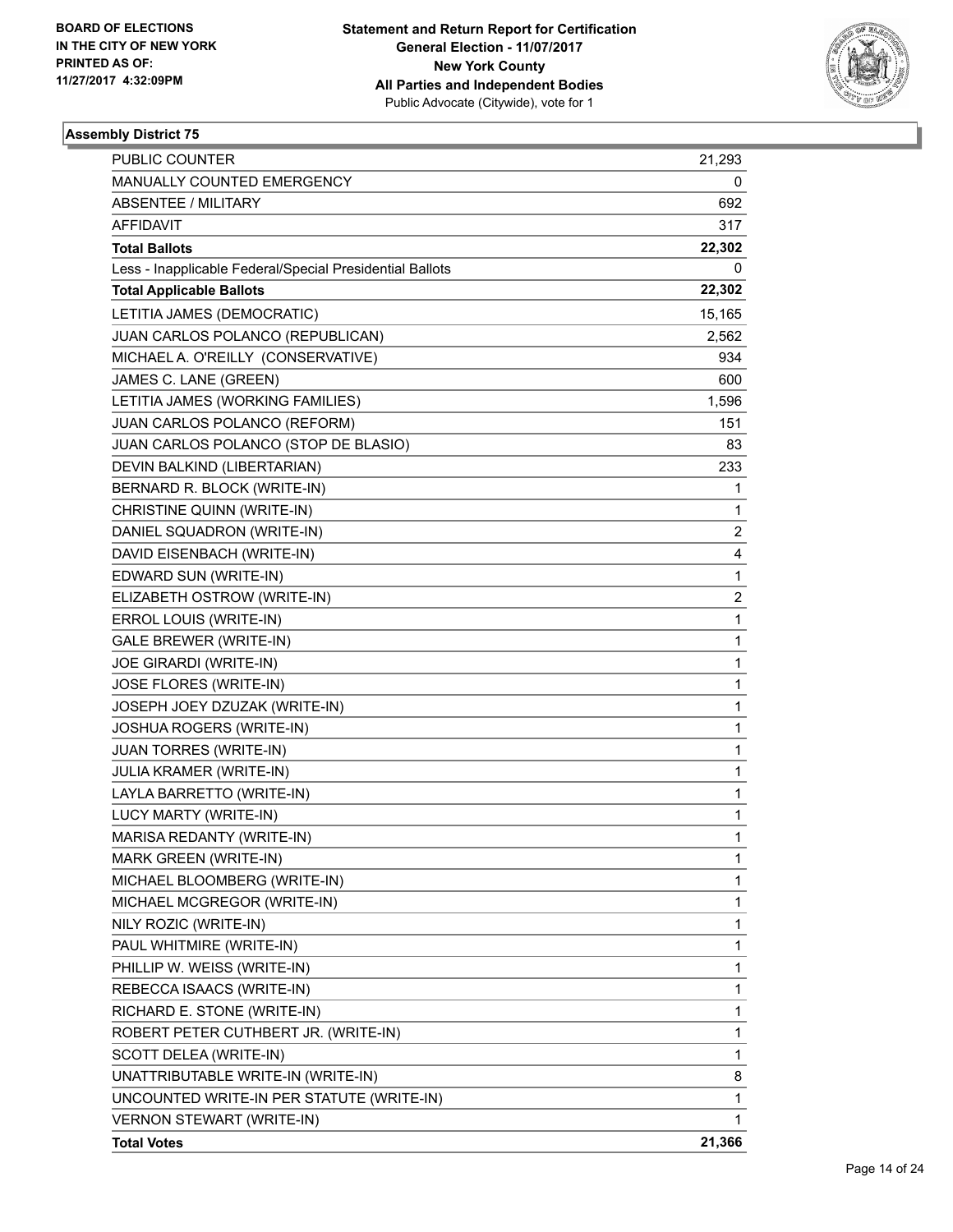**BOARD OF ELECTIONS IN THE CITY OF NEW YORK PRINTED AS OF: 11/27/2017 4:32:09PM**

**Statement and Return Report for Certification**
**General Election - 11/07/2017**
**New York County**
**All Parties and Independent Bodies**
Public Advocate (Citywide), vote for 1

### Assembly District 75

| | |
|---|---|
| PUBLIC COUNTER | 21,293 |
| MANUALLY COUNTED EMERGENCY | 0 |
| ABSENTEE / MILITARY | 692 |
| AFFIDAVIT | 317 |
| **Total Ballots** | **22,302** |
| Less - Inapplicable Federal/Special Presidential Ballots | 0 |
| **Total Applicable Ballots** | **22,302** |
| LETITIA JAMES (DEMOCRATIC) | 15,165 |
| JUAN CARLOS POLANCO (REPUBLICAN) | 2,562 |
| MICHAEL A. O'REILLY (CONSERVATIVE) | 934 |
| JAMES C. LANE (GREEN) | 600 |
| LETITIA JAMES (WORKING FAMILIES) | 1,596 |
| JUAN CARLOS POLANCO (REFORM) | 151 |
| JUAN CARLOS POLANCO (STOP DE BLASIO) | 83 |
| DEVIN BALKIND (LIBERTARIAN) | 233 |
| BERNARD R. BLOCK (WRITE-IN) | 1 |
| CHRISTINE QUINN (WRITE-IN) | 1 |
| DANIEL SQUADRON (WRITE-IN) | 2 |
| DAVID EISENBACH (WRITE-IN) | 4 |
| EDWARD SUN (WRITE-IN) | 1 |
| ELIZABETH OSTROW (WRITE-IN) | 2 |
| ERROL LOUIS (WRITE-IN) | 1 |
| GALE BREWER (WRITE-IN) | 1 |
| JOE GIRARDI (WRITE-IN) | 1 |
| JOSE FLORES (WRITE-IN) | 1 |
| JOSEPH JOEY DZUZAK (WRITE-IN) | 1 |
| JOSHUA ROGERS (WRITE-IN) | 1 |
| JUAN TORRES (WRITE-IN) | 1 |
| JULIA KRAMER (WRITE-IN) | 1 |
| LAYLA BARRETTO (WRITE-IN) | 1 |
| LUCY MARTY (WRITE-IN) | 1 |
| MARISA REDANTY (WRITE-IN) | 1 |
| MARK GREEN (WRITE-IN) | 1 |
| MICHAEL BLOOMBERG (WRITE-IN) | 1 |
| MICHAEL MCGREGOR (WRITE-IN) | 1 |
| NILY ROZIC (WRITE-IN) | 1 |
| PAUL WHITMIRE (WRITE-IN) | 1 |
| PHILLIP W. WEISS (WRITE-IN) | 1 |
| REBECCA ISAACS (WRITE-IN) | 1 |
| RICHARD E. STONE (WRITE-IN) | 1 |
| ROBERT PETER CUTHBERT JR. (WRITE-IN) | 1 |
| SCOTT DELEA (WRITE-IN) | 1 |
| UNATTRIBUTABLE WRITE-IN (WRITE-IN) | 8 |
| UNCOUNTED WRITE-IN PER STATUTE (WRITE-IN) | 1 |
| VERNON STEWART (WRITE-IN) | 1 |
| **Total Votes** | **21,366** |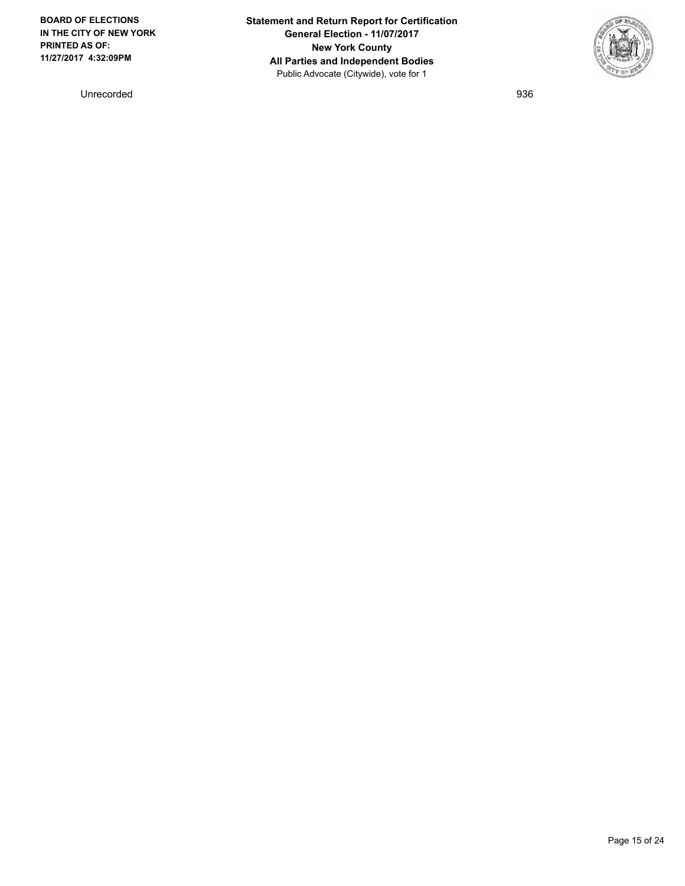| | |
|---|---|
| Unrecorded | 936 |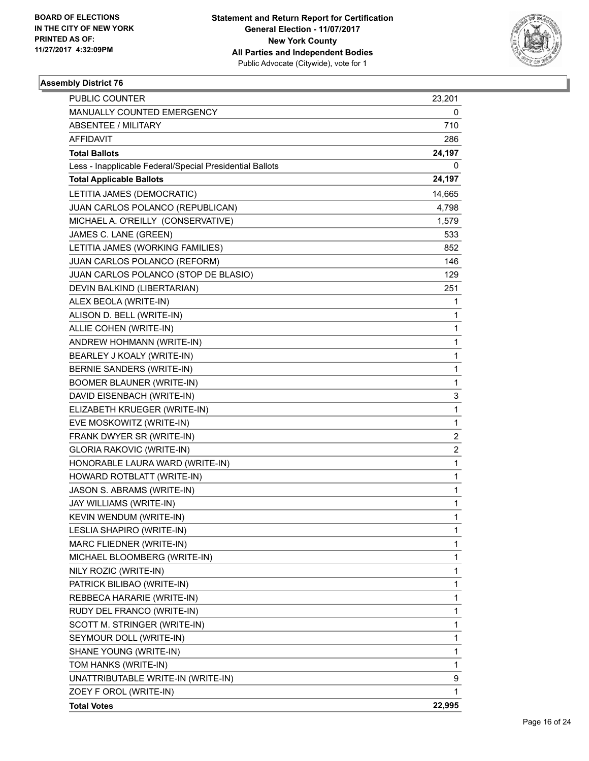BOARD OF ELECTIONS
IN THE CITY OF NEW YORK
PRINTED AS OF:
11/27/2017 4:32:09PM

**Statement and Return Report for Certification**
**General Election - 11/07/2017**
**New York County**
**All Parties and Independent Bodies**
Public Advocate (Citywide), vote for 1

### Assembly District 76

| | |
|---|---|
| PUBLIC COUNTER | 23,201 |
| MANUALLY COUNTED EMERGENCY | 0 |
| ABSENTEE / MILITARY | 710 |
| AFFIDAVIT | 286 |
| **Total Ballots** | **24,197** |
| Less - Inapplicable Federal/Special Presidential Ballots | 0 |
| **Total Applicable Ballots** | **24,197** |
| LETITIA JAMES (DEMOCRATIC) | 14,665 |
| JUAN CARLOS POLANCO (REPUBLICAN) | 4,798 |
| MICHAEL A. O'REILLY (CONSERVATIVE) | 1,579 |
| JAMES C. LANE (GREEN) | 533 |
| LETITIA JAMES (WORKING FAMILIES) | 852 |
| JUAN CARLOS POLANCO (REFORM) | 146 |
| JUAN CARLOS POLANCO (STOP DE BLASIO) | 129 |
| DEVIN BALKIND (LIBERTARIAN) | 251 |
| ALEX BEOLA (WRITE-IN) | 1 |
| ALISON D. BELL (WRITE-IN) | 1 |
| ALLIE COHEN (WRITE-IN) | 1 |
| ANDREW HOHMANN (WRITE-IN) | 1 |
| BEARLEY J KOALY (WRITE-IN) | 1 |
| BERNIE SANDERS (WRITE-IN) | 1 |
| BOOMER BLAUNER (WRITE-IN) | 1 |
| DAVID EISENBACH (WRITE-IN) | 3 |
| ELIZABETH KRUEGER (WRITE-IN) | 1 |
| EVE MOSKOWITZ (WRITE-IN) | 1 |
| FRANK DWYER SR (WRITE-IN) | 2 |
| GLORIA RAKOVIC (WRITE-IN) | 2 |
| HONORABLE LAURA WARD (WRITE-IN) | 1 |
| HOWARD ROTBLATT (WRITE-IN) | 1 |
| JASON S. ABRAMS (WRITE-IN) | 1 |
| JAY WILLIAMS (WRITE-IN) | 1 |
| KEVIN WENDUM (WRITE-IN) | 1 |
| LESLIA SHAPIRO (WRITE-IN) | 1 |
| MARC FLIEDNER (WRITE-IN) | 1 |
| MICHAEL BLOOMBERG (WRITE-IN) | 1 |
| NILY ROZIC (WRITE-IN) | 1 |
| PATRICK BILIBAO (WRITE-IN) | 1 |
| REBBECA HARARIE (WRITE-IN) | 1 |
| RUDY DEL FRANCO (WRITE-IN) | 1 |
| SCOTT M. STRINGER (WRITE-IN) | 1 |
| SEYMOUR DOLL (WRITE-IN) | 1 |
| SHANE YOUNG (WRITE-IN) | 1 |
| TOM HANKS (WRITE-IN) | 1 |
| UNATTRIBUTABLE WRITE-IN (WRITE-IN) | 9 |
| ZOEY F OROL (WRITE-IN) | 1 |
| **Total Votes** | **22,995** |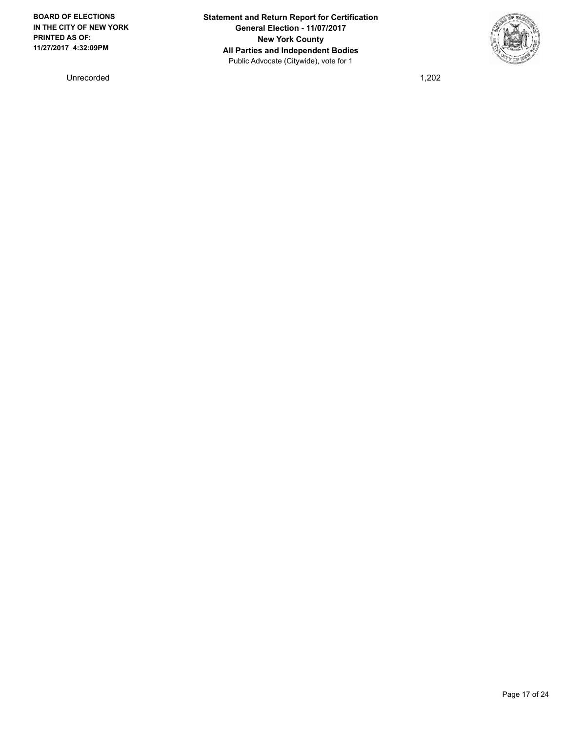| Unrecorded | 1,202 |
|---|---|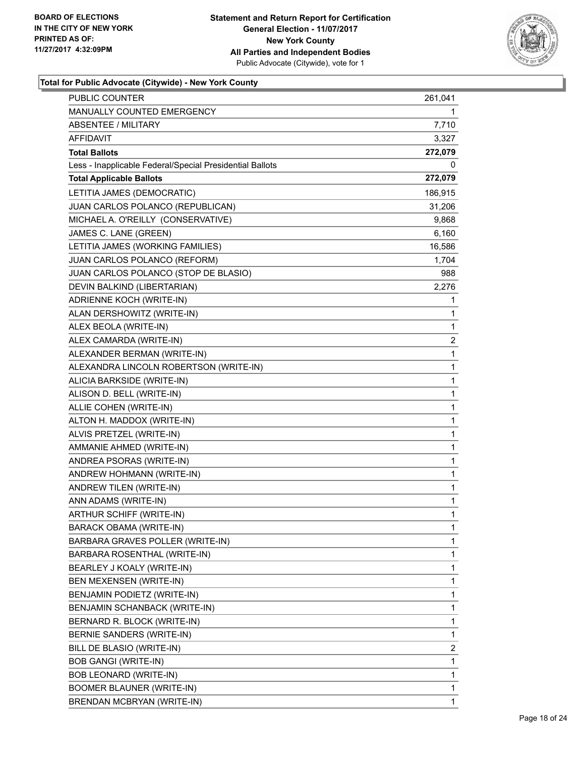**Total for Public Advocate (Citywide) - New York County**

| | |
|---|---|
| PUBLIC COUNTER | 261,041 |
| MANUALLY COUNTED EMERGENCY | 1 |
| ABSENTEE / MILITARY | 7,710 |
| AFFIDAVIT | 3,327 |
| **Total Ballots** | **272,079** |
| Less - Inapplicable Federal/Special Presidential Ballots | 0 |
| **Total Applicable Ballots** | **272,079** |
| LETITIA JAMES (DEMOCRATIC) | 186,915 |
| JUAN CARLOS POLANCO (REPUBLICAN) | 31,206 |
| MICHAEL A. O'REILLY (CONSERVATIVE) | 9,868 |
| JAMES C. LANE (GREEN) | 6,160 |
| LETITIA JAMES (WORKING FAMILIES) | 16,586 |
| JUAN CARLOS POLANCO (REFORM) | 1,704 |
| JUAN CARLOS POLANCO (STOP DE BLASIO) | 988 |
| DEVIN BALKIND (LIBERTARIAN) | 2,276 |
| ADRIENNE KOCH (WRITE-IN) | 1 |
| ALAN DERSHOWITZ (WRITE-IN) | 1 |
| ALEX BEOLA (WRITE-IN) | 1 |
| ALEX CAMARDA (WRITE-IN) | 2 |
| ALEXANDER BERMAN (WRITE-IN) | 1 |
| ALEXANDRA LINCOLN ROBERTSON (WRITE-IN) | 1 |
| ALICIA BARKSIDE (WRITE-IN) | 1 |
| ALISON D. BELL (WRITE-IN) | 1 |
| ALLIE COHEN (WRITE-IN) | 1 |
| ALTON H. MADDOX (WRITE-IN) | 1 |
| ALVIS PRETZEL (WRITE-IN) | 1 |
| AMMANIE AHMED (WRITE-IN) | 1 |
| ANDREA PSORAS (WRITE-IN) | 1 |
| ANDREW HOHMANN (WRITE-IN) | 1 |
| ANDREW TILEN (WRITE-IN) | 1 |
| ANN ADAMS (WRITE-IN) | 1 |
| ARTHUR SCHIFF (WRITE-IN) | 1 |
| BARACK OBAMA (WRITE-IN) | 1 |
| BARBARA GRAVES POLLER (WRITE-IN) | 1 |
| BARBARA ROSENTHAL (WRITE-IN) | 1 |
| BEARLEY J KOALY (WRITE-IN) | 1 |
| BEN MEXENSEN (WRITE-IN) | 1 |
| BENJAMIN PODIETZ (WRITE-IN) | 1 |
| BENJAMIN SCHANBACK (WRITE-IN) | 1 |
| BERNARD R. BLOCK (WRITE-IN) | 1 |
| BERNIE SANDERS (WRITE-IN) | 1 |
| BILL DE BLASIO (WRITE-IN) | 2 |
| BOB GANGI (WRITE-IN) | 1 |
| BOB LEONARD (WRITE-IN) | 1 |
| BOOMER BLAUNER (WRITE-IN) | 1 |
| BRENDAN MCBRYAN (WRITE-IN) | 1 |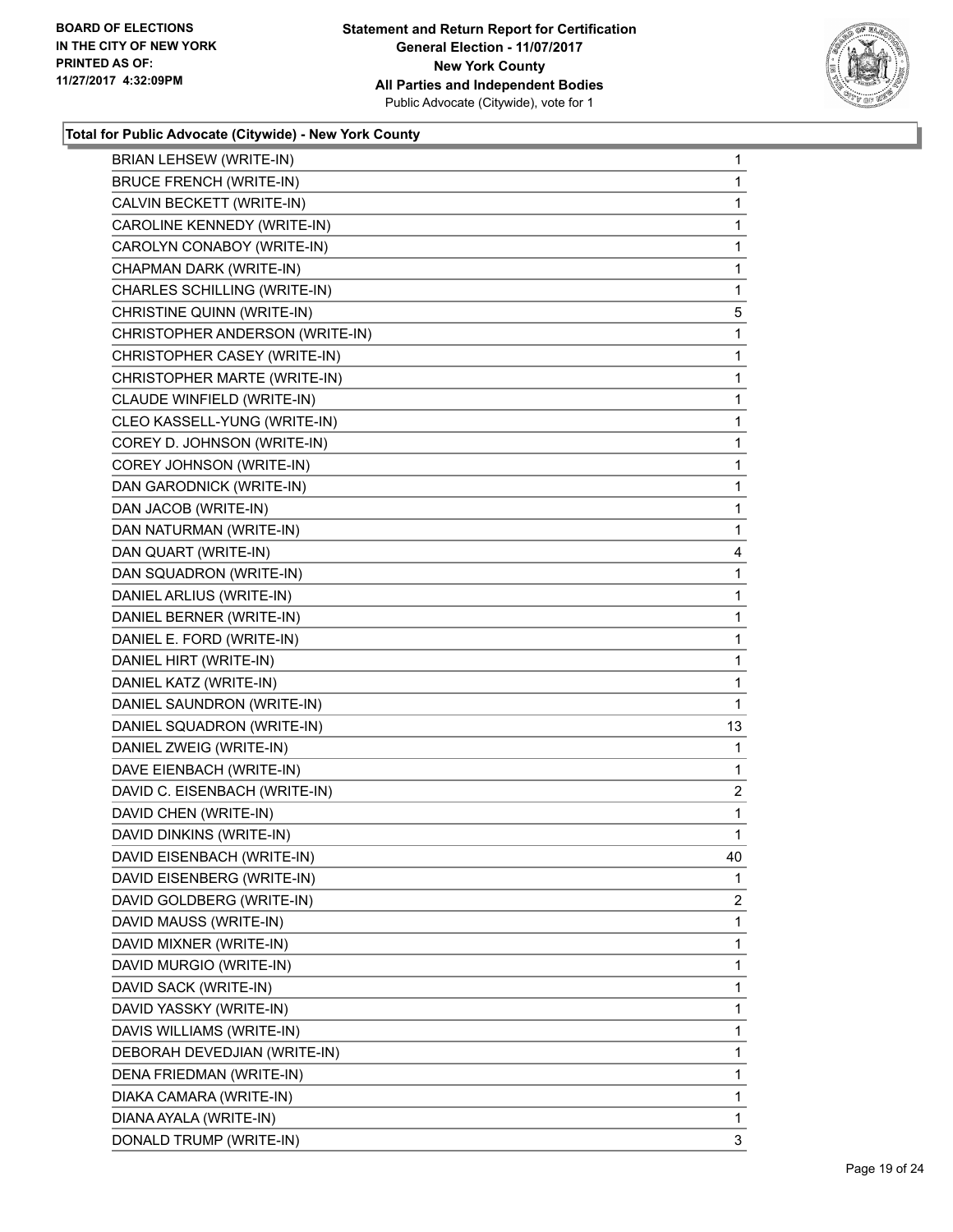**Total for Public Advocate (Citywide) - New York County**

| Candidate | Votes |
|---|---|
| BRIAN LEHSEW (WRITE-IN) | 1 |
| BRUCE FRENCH (WRITE-IN) | 1 |
| CALVIN BECKETT (WRITE-IN) | 1 |
| CAROLINE KENNEDY (WRITE-IN) | 1 |
| CAROLYN CONABOY (WRITE-IN) | 1 |
| CHAPMAN DARK (WRITE-IN) | 1 |
| CHARLES SCHILLING (WRITE-IN) | 1 |
| CHRISTINE QUINN (WRITE-IN) | 5 |
| CHRISTOPHER ANDERSON (WRITE-IN) | 1 |
| CHRISTOPHER CASEY (WRITE-IN) | 1 |
| CHRISTOPHER MARTE (WRITE-IN) | 1 |
| CLAUDE WINFIELD (WRITE-IN) | 1 |
| CLEO KASSELL-YUNG (WRITE-IN) | 1 |
| COREY D. JOHNSON (WRITE-IN) | 1 |
| COREY JOHNSON (WRITE-IN) | 1 |
| DAN GARODNICK (WRITE-IN) | 1 |
| DAN JACOB (WRITE-IN) | 1 |
| DAN NATURMAN (WRITE-IN) | 1 |
| DAN QUART (WRITE-IN) | 4 |
| DAN SQUADRON (WRITE-IN) | 1 |
| DANIEL ARLIUS (WRITE-IN) | 1 |
| DANIEL BERNER (WRITE-IN) | 1 |
| DANIEL E. FORD (WRITE-IN) | 1 |
| DANIEL HIRT (WRITE-IN) | 1 |
| DANIEL KATZ (WRITE-IN) | 1 |
| DANIEL SAUNDRON (WRITE-IN) | 1 |
| DANIEL SQUADRON (WRITE-IN) | 13 |
| DANIEL ZWEIG (WRITE-IN) | 1 |
| DAVE EIENBACH (WRITE-IN) | 1 |
| DAVID C. EISENBACH (WRITE-IN) | 2 |
| DAVID CHEN (WRITE-IN) | 1 |
| DAVID DINKINS (WRITE-IN) | 1 |
| DAVID EISENBACH (WRITE-IN) | 40 |
| DAVID EISENBERG (WRITE-IN) | 1 |
| DAVID GOLDBERG (WRITE-IN) | 2 |
| DAVID MAUSS (WRITE-IN) | 1 |
| DAVID MIXNER (WRITE-IN) | 1 |
| DAVID MURGIO (WRITE-IN) | 1 |
| DAVID SACK (WRITE-IN) | 1 |
| DAVID YASSKY (WRITE-IN) | 1 |
| DAVIS WILLIAMS (WRITE-IN) | 1 |
| DEBORAH DEVEDJIAN (WRITE-IN) | 1 |
| DENA FRIEDMAN (WRITE-IN) | 1 |
| DIAKA CAMARA (WRITE-IN) | 1 |
| DIANA AYALA (WRITE-IN) | 1 |
| DONALD TRUMP (WRITE-IN) | 3 |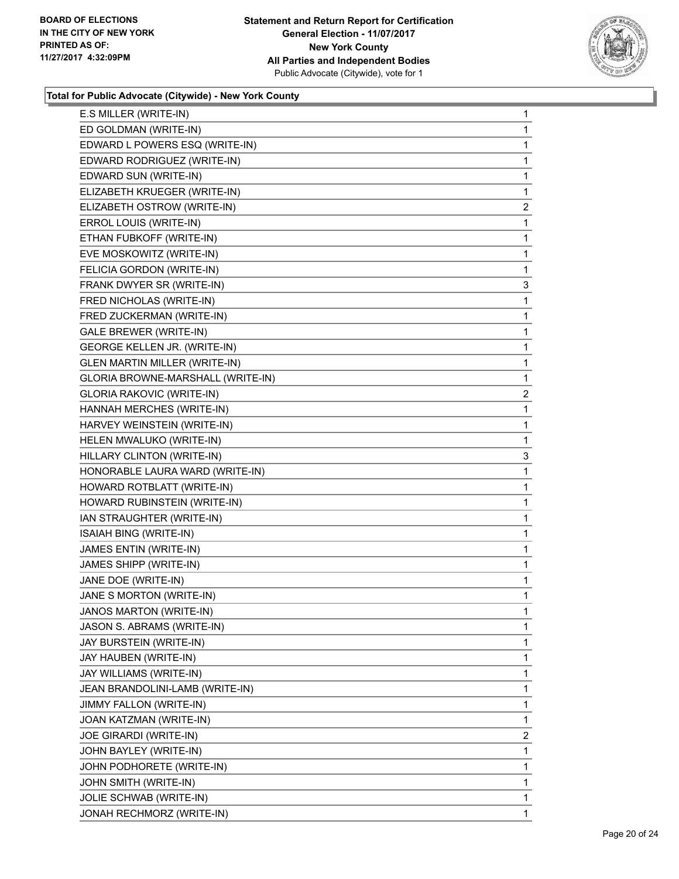**Total for Public Advocate (Citywide) - New York County**

| Candidate | Votes |
|---|---|
| E.S MILLER (WRITE-IN) | 1 |
| ED GOLDMAN (WRITE-IN) | 1 |
| EDWARD L POWERS ESQ (WRITE-IN) | 1 |
| EDWARD RODRIGUEZ (WRITE-IN) | 1 |
| EDWARD SUN (WRITE-IN) | 1 |
| ELIZABETH KRUEGER (WRITE-IN) | 1 |
| ELIZABETH OSTROW (WRITE-IN) | 2 |
| ERROL LOUIS (WRITE-IN) | 1 |
| ETHAN FUBKOFF (WRITE-IN) | 1 |
| EVE MOSKOWITZ (WRITE-IN) | 1 |
| FELICIA GORDON (WRITE-IN) | 1 |
| FRANK DWYER SR (WRITE-IN) | 3 |
| FRED NICHOLAS (WRITE-IN) | 1 |
| FRED ZUCKERMAN (WRITE-IN) | 1 |
| GALE BREWER (WRITE-IN) | 1 |
| GEORGE KELLEN JR. (WRITE-IN) | 1 |
| GLEN MARTIN MILLER (WRITE-IN) | 1 |
| GLORIA BROWNE-MARSHALL (WRITE-IN) | 1 |
| GLORIA RAKOVIC (WRITE-IN) | 2 |
| HANNAH MERCHES (WRITE-IN) | 1 |
| HARVEY WEINSTEIN (WRITE-IN) | 1 |
| HELEN MWALUKO (WRITE-IN) | 1 |
| HILLARY CLINTON (WRITE-IN) | 3 |
| HONORABLE LAURA WARD (WRITE-IN) | 1 |
| HOWARD ROTBLATT (WRITE-IN) | 1 |
| HOWARD RUBINSTEIN (WRITE-IN) | 1 |
| IAN STRAUGHTER (WRITE-IN) | 1 |
| ISAIAH BING (WRITE-IN) | 1 |
| JAMES ENTIN (WRITE-IN) | 1 |
| JAMES SHIPP (WRITE-IN) | 1 |
| JANE DOE (WRITE-IN) | 1 |
| JANE S MORTON (WRITE-IN) | 1 |
| JANOS MARTON (WRITE-IN) | 1 |
| JASON S. ABRAMS (WRITE-IN) | 1 |
| JAY BURSTEIN (WRITE-IN) | 1 |
| JAY HAUBEN (WRITE-IN) | 1 |
| JAY WILLIAMS (WRITE-IN) | 1 |
| JEAN BRANDOLINI-LAMB (WRITE-IN) | 1 |
| JIMMY FALLON (WRITE-IN) | 1 |
| JOAN KATZMAN (WRITE-IN) | 1 |
| JOE GIRARDI (WRITE-IN) | 2 |
| JOHN BAYLEY (WRITE-IN) | 1 |
| JOHN PODHORETE (WRITE-IN) | 1 |
| JOHN SMITH (WRITE-IN) | 1 |
| JOLIE SCHWAB (WRITE-IN) | 1 |
| JONAH RECHMORZ (WRITE-IN) | 1 |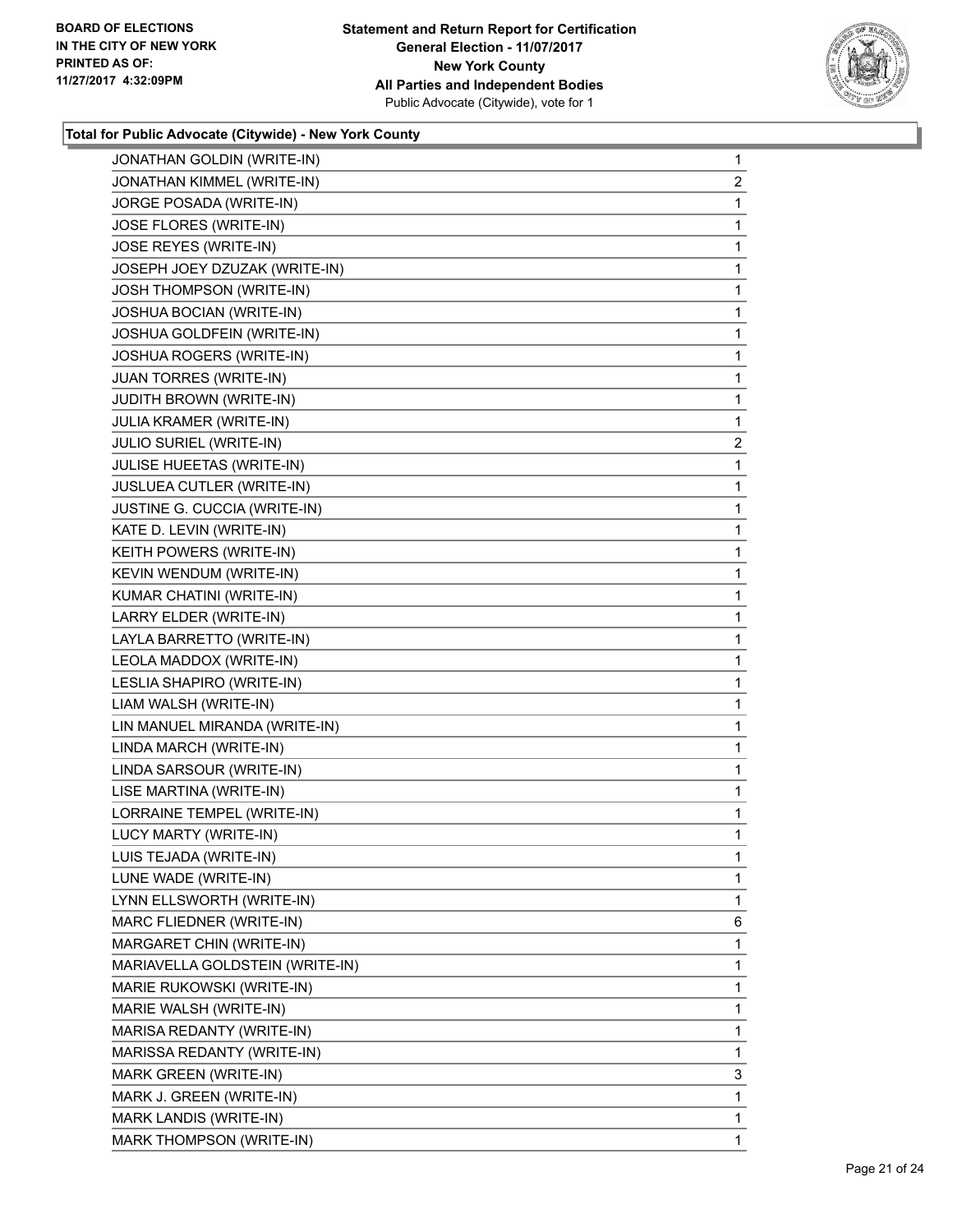**BOARD OF ELECTIONS IN THE CITY OF NEW YORK PRINTED AS OF: 11/27/2017 4:32:09PM**

**Statement and Return Report for Certification General Election - 11/07/2017 New York County All Parties and Independent Bodies**
Public Advocate (Citywide), vote for 1

### Total for Public Advocate (Citywide) - New York County

| | |
|---|---|
| JONATHAN GOLDIN (WRITE-IN) | 1 |
| JONATHAN KIMMEL (WRITE-IN) | 2 |
| JORGE POSADA (WRITE-IN) | 1 |
| JOSE FLORES (WRITE-IN) | 1 |
| JOSE REYES (WRITE-IN) | 1 |
| JOSEPH JOEY DZUZAK (WRITE-IN) | 1 |
| JOSH THOMPSON (WRITE-IN) | 1 |
| JOSHUA BOCIAN (WRITE-IN) | 1 |
| JOSHUA GOLDFEIN (WRITE-IN) | 1 |
| JOSHUA ROGERS (WRITE-IN) | 1 |
| JUAN TORRES (WRITE-IN) | 1 |
| JUDITH BROWN (WRITE-IN) | 1 |
| JULIA KRAMER (WRITE-IN) | 1 |
| JULIO SURIEL (WRITE-IN) | 2 |
| JULISE HUEETAS (WRITE-IN) | 1 |
| JUSLUEA CUTLER (WRITE-IN) | 1 |
| JUSTINE G. CUCCIA (WRITE-IN) | 1 |
| KATE D. LEVIN (WRITE-IN) | 1 |
| KEITH POWERS (WRITE-IN) | 1 |
| KEVIN WENDUM (WRITE-IN) | 1 |
| KUMAR CHATINI (WRITE-IN) | 1 |
| LARRY ELDER (WRITE-IN) | 1 |
| LAYLA BARRETTO (WRITE-IN) | 1 |
| LEOLA MADDOX (WRITE-IN) | 1 |
| LESLIA SHAPIRO (WRITE-IN) | 1 |
| LIAM WALSH (WRITE-IN) | 1 |
| LIN MANUEL MIRANDA (WRITE-IN) | 1 |
| LINDA MARCH (WRITE-IN) | 1 |
| LINDA SARSOUR (WRITE-IN) | 1 |
| LISE MARTINA (WRITE-IN) | 1 |
| LORRAINE TEMPEL (WRITE-IN) | 1 |
| LUCY MARTY (WRITE-IN) | 1 |
| LUIS TEJADA (WRITE-IN) | 1 |
| LUNE WADE (WRITE-IN) | 1 |
| LYNN ELLSWORTH (WRITE-IN) | 1 |
| MARC FLIEDNER (WRITE-IN) | 6 |
| MARGARET CHIN (WRITE-IN) | 1 |
| MARIAVELLA GOLDSTEIN (WRITE-IN) | 1 |
| MARIE RUKOWSKI (WRITE-IN) | 1 |
| MARIE WALSH (WRITE-IN) | 1 |
| MARISA REDANTY (WRITE-IN) | 1 |
| MARISSA REDANTY (WRITE-IN) | 1 |
| MARK GREEN (WRITE-IN) | 3 |
| MARK J. GREEN (WRITE-IN) | 1 |
| MARK LANDIS (WRITE-IN) | 1 |
| MARK THOMPSON (WRITE-IN) | 1 |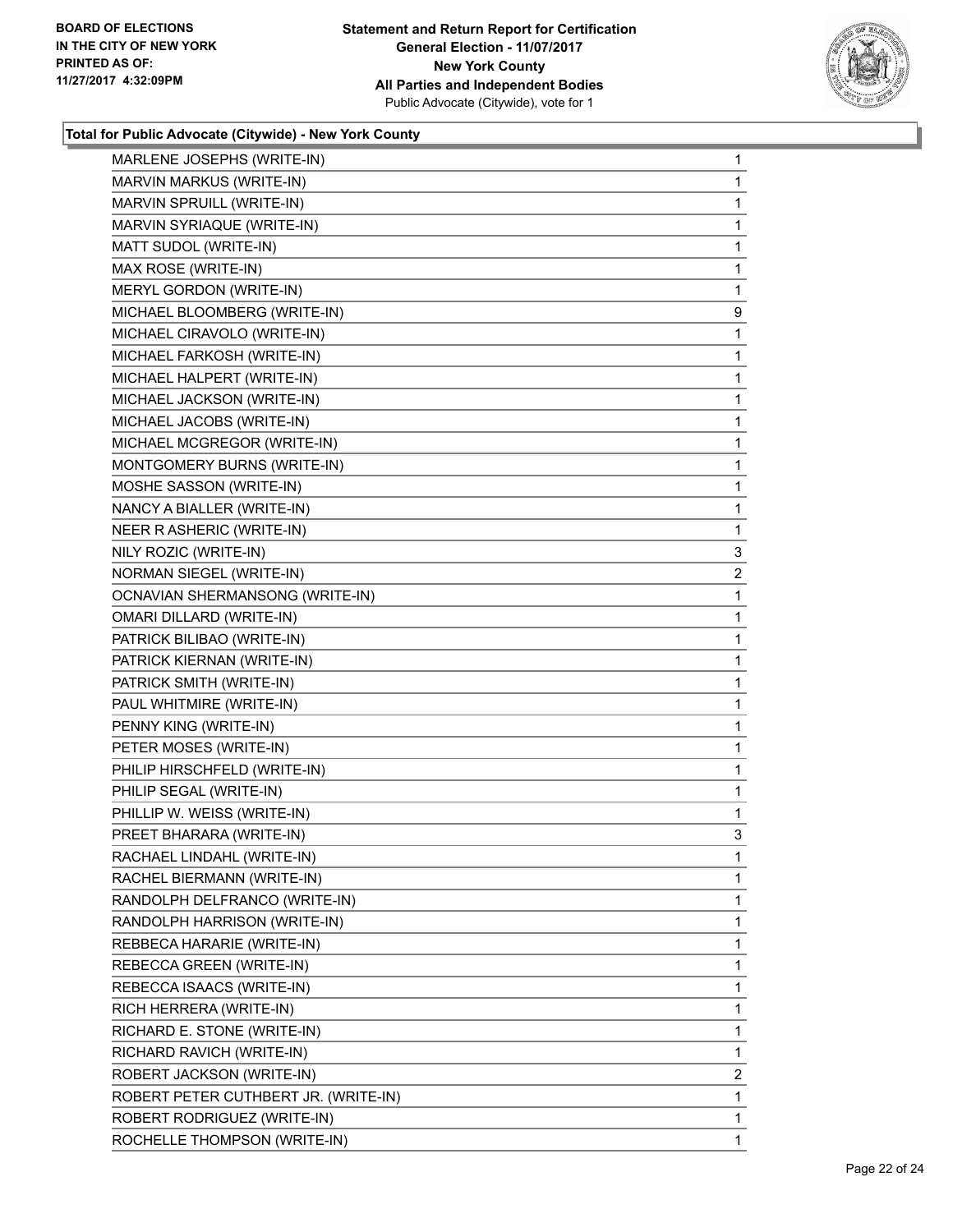**Total for Public Advocate (Citywide) - New York County**

| Candidate | Votes |
|---|---|
| MARLENE JOSEPHS (WRITE-IN) | 1 |
| MARVIN MARKUS (WRITE-IN) | 1 |
| MARVIN SPRUILL (WRITE-IN) | 1 |
| MARVIN SYRIAQUE (WRITE-IN) | 1 |
| MATT SUDOL (WRITE-IN) | 1 |
| MAX ROSE (WRITE-IN) | 1 |
| MERYL GORDON (WRITE-IN) | 1 |
| MICHAEL BLOOMBERG (WRITE-IN) | 9 |
| MICHAEL CIRAVOLO (WRITE-IN) | 1 |
| MICHAEL FARKOSH (WRITE-IN) | 1 |
| MICHAEL HALPERT (WRITE-IN) | 1 |
| MICHAEL JACKSON (WRITE-IN) | 1 |
| MICHAEL JACOBS (WRITE-IN) | 1 |
| MICHAEL MCGREGOR (WRITE-IN) | 1 |
| MONTGOMERY BURNS (WRITE-IN) | 1 |
| MOSHE SASSON (WRITE-IN) | 1 |
| NANCY A BIALLER (WRITE-IN) | 1 |
| NEER R ASHERIC (WRITE-IN) | 1 |
| NILY ROZIC (WRITE-IN) | 3 |
| NORMAN SIEGEL (WRITE-IN) | 2 |
| OCNAVIAN SHERMANSONG (WRITE-IN) | 1 |
| OMARI DILLARD (WRITE-IN) | 1 |
| PATRICK BILIBAO (WRITE-IN) | 1 |
| PATRICK KIERNAN (WRITE-IN) | 1 |
| PATRICK SMITH (WRITE-IN) | 1 |
| PAUL WHITMIRE (WRITE-IN) | 1 |
| PENNY KING (WRITE-IN) | 1 |
| PETER MOSES (WRITE-IN) | 1 |
| PHILIP HIRSCHFELD (WRITE-IN) | 1 |
| PHILIP SEGAL (WRITE-IN) | 1 |
| PHILLIP W. WEISS (WRITE-IN) | 1 |
| PREET BHARARA (WRITE-IN) | 3 |
| RACHAEL LINDAHL (WRITE-IN) | 1 |
| RACHEL BIERMANN (WRITE-IN) | 1 |
| RANDOLPH DELFRANCO (WRITE-IN) | 1 |
| RANDOLPH HARRISON (WRITE-IN) | 1 |
| REBBECA HARARIE (WRITE-IN) | 1 |
| REBECCA GREEN (WRITE-IN) | 1 |
| REBECCA ISAACS (WRITE-IN) | 1 |
| RICH HERRERA (WRITE-IN) | 1 |
| RICHARD E. STONE (WRITE-IN) | 1 |
| RICHARD RAVICH (WRITE-IN) | 1 |
| ROBERT JACKSON (WRITE-IN) | 2 |
| ROBERT PETER CUTHBERT JR. (WRITE-IN) | 1 |
| ROBERT RODRIGUEZ (WRITE-IN) | 1 |
| ROCHELLE THOMPSON (WRITE-IN) | 1 |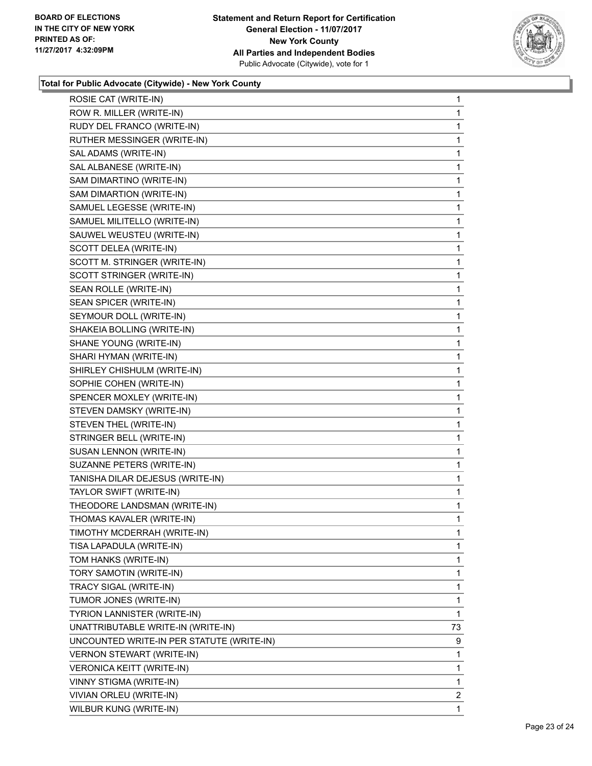**Total for Public Advocate (Citywide) - New York County**

| Candidate | Votes |
|---|---|
| ROSIE CAT (WRITE-IN) | 1 |
| ROW R. MILLER (WRITE-IN) | 1 |
| RUDY DEL FRANCO (WRITE-IN) | 1 |
| RUTHER MESSINGER (WRITE-IN) | 1 |
| SAL ADAMS (WRITE-IN) | 1 |
| SAL ALBANESE (WRITE-IN) | 1 |
| SAM DIMARTINO (WRITE-IN) | 1 |
| SAM DIMARTION (WRITE-IN) | 1 |
| SAMUEL LEGESSE (WRITE-IN) | 1 |
| SAMUEL MILITELLO (WRITE-IN) | 1 |
| SAUWEL WEUSTEU (WRITE-IN) | 1 |
| SCOTT DELEA (WRITE-IN) | 1 |
| SCOTT M. STRINGER (WRITE-IN) | 1 |
| SCOTT STRINGER (WRITE-IN) | 1 |
| SEAN ROLLE (WRITE-IN) | 1 |
| SEAN SPICER (WRITE-IN) | 1 |
| SEYMOUR DOLL (WRITE-IN) | 1 |
| SHAKEIA BOLLING (WRITE-IN) | 1 |
| SHANE YOUNG (WRITE-IN) | 1 |
| SHARI HYMAN (WRITE-IN) | 1 |
| SHIRLEY CHISHULM (WRITE-IN) | 1 |
| SOPHIE COHEN (WRITE-IN) | 1 |
| SPENCER MOXLEY (WRITE-IN) | 1 |
| STEVEN DAMSKY (WRITE-IN) | 1 |
| STEVEN THEL (WRITE-IN) | 1 |
| STRINGER BELL (WRITE-IN) | 1 |
| SUSAN LENNON (WRITE-IN) | 1 |
| SUZANNE PETERS (WRITE-IN) | 1 |
| TANISHA DILAR DEJESUS (WRITE-IN) | 1 |
| TAYLOR SWIFT (WRITE-IN) | 1 |
| THEODORE LANDSMAN (WRITE-IN) | 1 |
| THOMAS KAVALER (WRITE-IN) | 1 |
| TIMOTHY MCDERRAH (WRITE-IN) | 1 |
| TISA LAPADULA (WRITE-IN) | 1 |
| TOM HANKS (WRITE-IN) | 1 |
| TORY SAMOTIN (WRITE-IN) | 1 |
| TRACY SIGAL (WRITE-IN) | 1 |
| TUMOR JONES (WRITE-IN) | 1 |
| TYRION LANNISTER (WRITE-IN) | 1 |
| UNATTRIBUTABLE WRITE-IN (WRITE-IN) | 73 |
| UNCOUNTED WRITE-IN PER STATUTE (WRITE-IN) | 9 |
| VERNON STEWART (WRITE-IN) | 1 |
| VERONICA KEITT (WRITE-IN) | 1 |
| VINNY STIGMA (WRITE-IN) | 1 |
| VIVIAN ORLEU (WRITE-IN) | 2 |
| WILBUR KUNG (WRITE-IN) | 1 |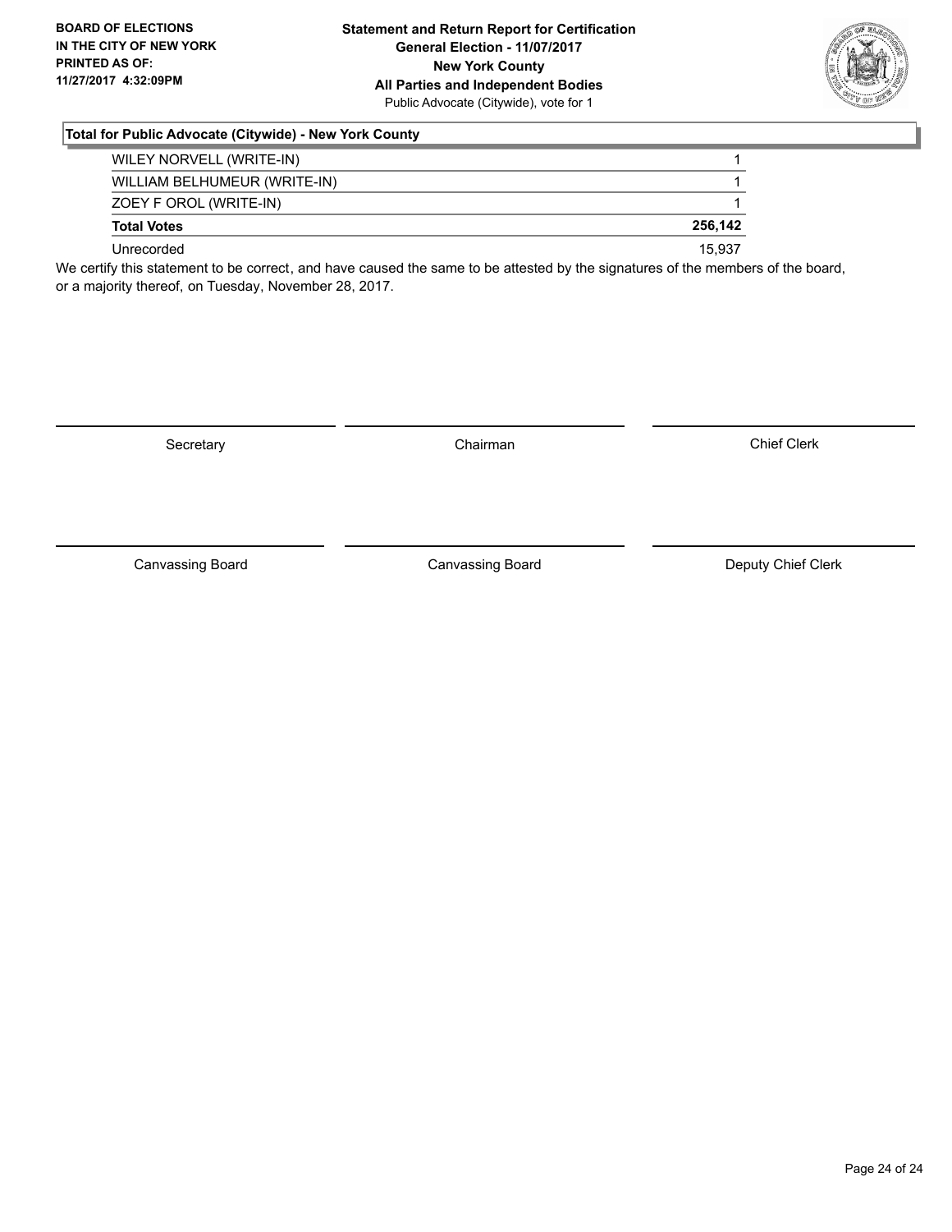**Statement and Return Report for Certification**
**General Election - 11/07/2017**
**New York County**
**All Parties and Independent Bodies**
Public Advocate (Citywide), vote for 1

**BOARD OF ELECTIONS IN THE CITY OF NEW YORK PRINTED AS OF: 11/27/2017 4:32:09PM**

**Total for Public Advocate (Citywide) - New York County**

| | |
|---|---|
| WILEY NORVELL (WRITE-IN) | 1 |
| WILLIAM BELHUMEUR (WRITE-IN) | 1 |
| ZOEY F OROL (WRITE-IN) | 1 |
| **Total Votes** | **256,142** |
| Unrecorded | 15,937 |

We certify this statement to be correct, and have caused the same to be attested by the signatures of the members of the board, or a majority thereof, on Tuesday, November 28, 2017.

Secretary

Chairman

Chief Clerk

Canvassing Board

Canvassing Board

Deputy Chief Clerk